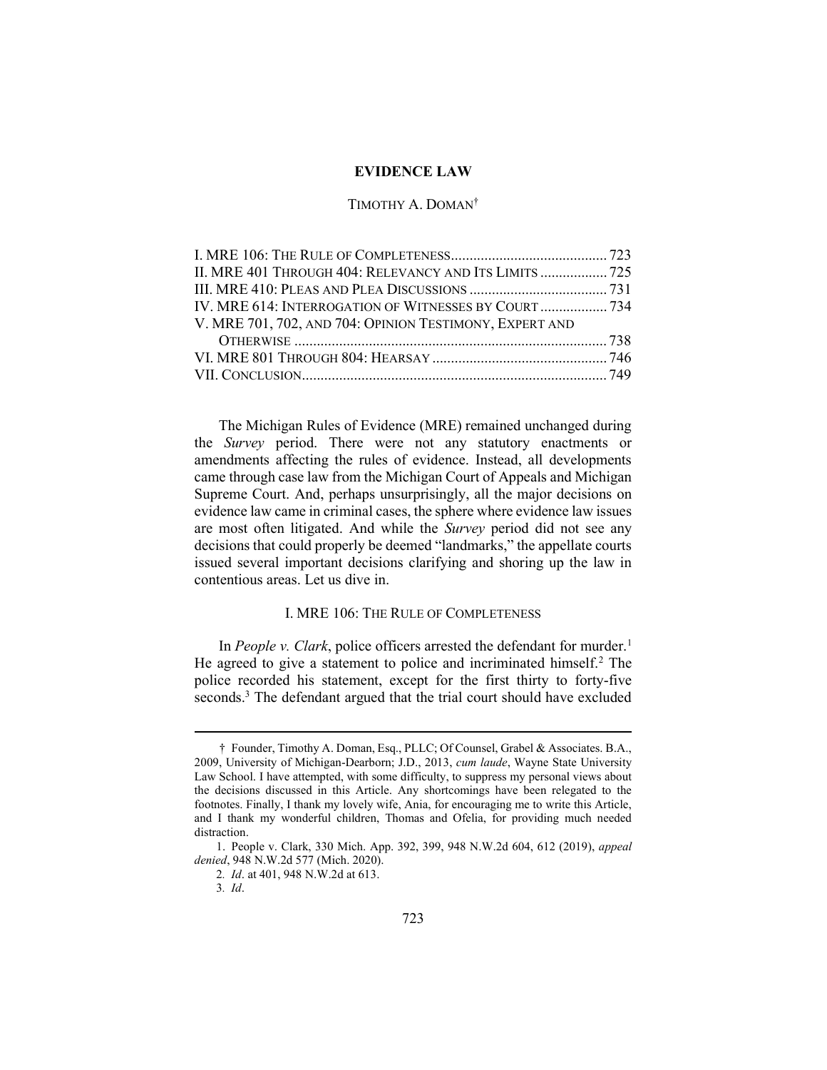# EVIDENCE LAW

TIMOTHY A. DOMAN[†]

I. MRE 106: THE RULE OF COMPLETENESS .......................................... 723
II. MRE 401 THROUGH 404: RELEVANCY AND ITS LIMITS .................. 725
III. MRE 410: PLEAS AND PLEA DISCUSSIONS ..................................... 731
IV. MRE 614: INTERROGATION OF WITNESSES BY COURT .................. 734
V. MRE 701, 702, AND 704: OPINION TESTIMONY, EXPERT AND OTHERWISE ..................................................................................... 738
VI. MRE 801 THROUGH 804: HEARSAY ............................................... 746
VII. CONCLUSION.................................................................................. 749

The Michigan Rules of Evidence (MRE) remained unchanged during the *Survey* period. There were not any statutory enactments or amendments affecting the rules of evidence. Instead, all developments came through case law from the Michigan Court of Appeals and Michigan Supreme Court. And, perhaps unsurprisingly, all the major decisions on evidence law came in criminal cases, the sphere where evidence law issues are most often litigated. And while the *Survey* period did not see any decisions that could properly be deemed "landmarks," the appellate courts issued several important decisions clarifying and shoring up the law in contentious areas. Let us dive in.

## I. MRE 106: THE RULE OF COMPLETENESS

In *People v. Clark*, police officers arrested the defendant for murder.[1] He agreed to give a statement to police and incriminated himself.[2] The police recorded his statement, except for the first thirty to forty-five seconds.[3] The defendant argued that the trial court should have excluded

---

† Founder, Timothy A. Doman, Esq., PLLC; Of Counsel, Grabel & Associates. B.A., 2009, University of Michigan-Dearborn; J.D., 2013, *cum laude*, Wayne State University Law School. I have attempted, with some difficulty, to suppress my personal views about the decisions discussed in this Article. Any shortcomings have been relegated to the footnotes. Finally, I thank my lovely wife, Ania, for encouraging me to write this Article, and I thank my wonderful children, Thomas and Ofelia, for providing much needed distraction.

1. People v. Clark, 330 Mich. App. 392, 399, 948 N.W.2d 604, 612 (2019), *appeal denied*, 948 N.W.2d 577 (Mich. 2020).

2. *Id*. at 401, 948 N.W.2d at 613.

3. *Id*.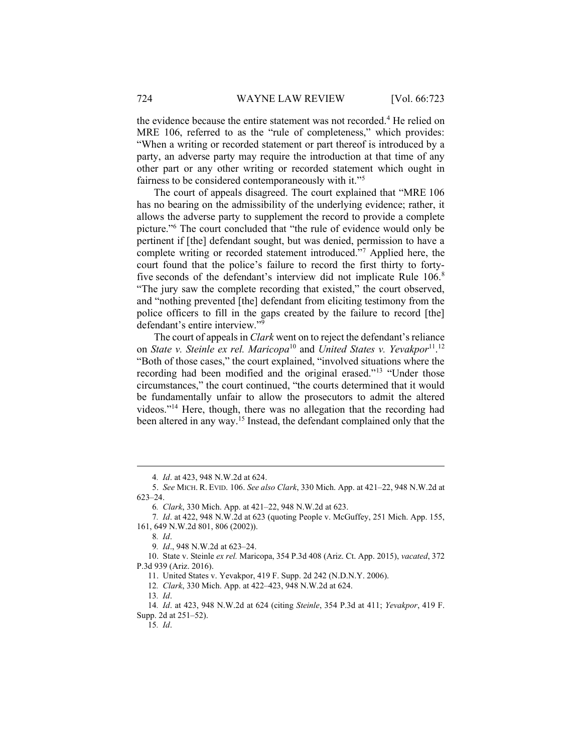the evidence because the entire statement was not recorded.[4] He relied on MRE 106, referred to as the "rule of completeness," which provides: "When a writing or recorded statement or part thereof is introduced by a party, an adverse party may require the introduction at that time of any other part or any other writing or recorded statement which ought in fairness to be considered contemporaneously with it."[5]

The court of appeals disagreed. The court explained that "MRE 106 has no bearing on the admissibility of the underlying evidence; rather, it allows the adverse party to supplement the record to provide a complete picture."[6] The court concluded that "the rule of evidence would only be pertinent if [the] defendant sought, but was denied, permission to have a complete writing or recorded statement introduced."[7] Applied here, the court found that the police's failure to record the first thirty to forty-five seconds of the defendant's interview did not implicate Rule 106.[8] "The jury saw the complete recording that existed," the court observed, and "nothing prevented [the] defendant from eliciting testimony from the police officers to fill in the gaps created by the failure to record [the] defendant's entire interview."[9]

The court of appeals in *Clark* went on to reject the defendant's reliance on *State v. Steinle ex rel. Maricopa*[10] and *United States v. Yevakpor*[11].[12] "Both of those cases," the court explained, "involved situations where the recording had been modified and the original erased."[13] "Under those circumstances," the court continued, "the courts determined that it would be fundamentally unfair to allow the prosecutors to admit the altered videos."[14] Here, though, there was no allegation that the recording had been altered in any way.[15] Instead, the defendant complained only that the

---

4. *Id*. at 423, 948 N.W.2d at 624.

5. *See* MICH. R. EVID. 106. *See also Clark*, 330 Mich. App. at 421–22, 948 N.W.2d at 623–24.

6. *Clark*, 330 Mich. App. at 421–22, 948 N.W.2d at 623.

7. *Id*. at 422, 948 N.W.2d at 623 (quoting People v. McGuffey, 251 Mich. App. 155, 161, 649 N.W.2d 801, 806 (2002)).

8. *Id*.

9. *Id*., 948 N.W.2d at 623–24.

10. State v. Steinle *ex rel.* Maricopa, 354 P.3d 408 (Ariz. Ct. App. 2015), *vacated*, 372 P.3d 939 (Ariz. 2016).

11. United States v. Yevakpor, 419 F. Supp. 2d 242 (N.D.N.Y. 2006).

12. *Clark*, 330 Mich. App. at 422–423, 948 N.W.2d at 624.

13. *Id*.

14. *Id*. at 423, 948 N.W.2d at 624 (citing *Steinle*, 354 P.3d at 411; *Yevakpor*, 419 F. Supp. 2d at 251–52).

15. *Id*.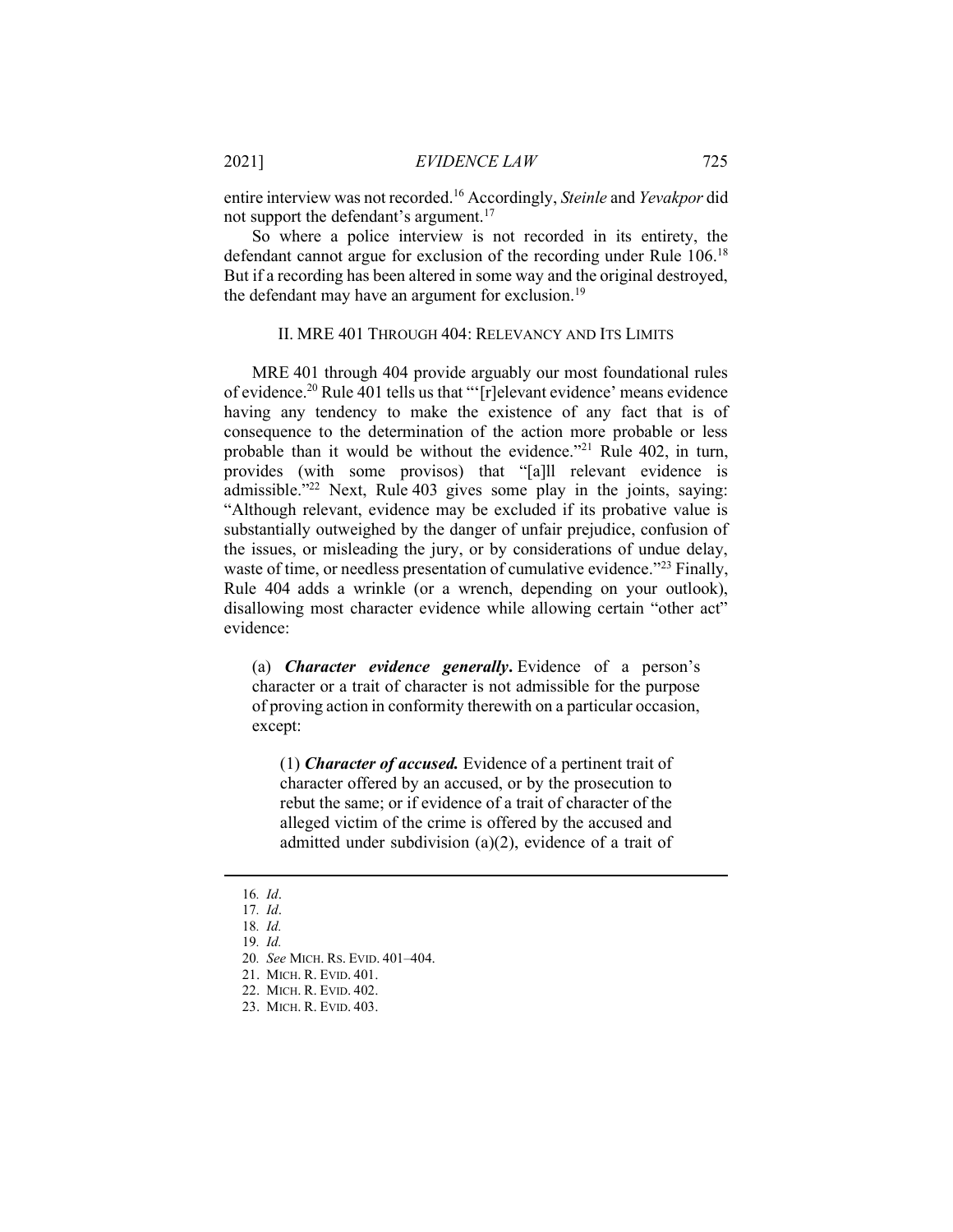entire interview was not recorded.[16] Accordingly, *Steinle* and *Yevakpor* did not support the defendant's argument.[17]

So where a police interview is not recorded in its entirety, the defendant cannot argue for exclusion of the recording under Rule 106.[18] But if a recording has been altered in some way and the original destroyed, the defendant may have an argument for exclusion.[19]

## II. MRE 401 Through 404: Relevancy and Its Limits

MRE 401 through 404 provide arguably our most foundational rules of evidence.[20] Rule 401 tells us that "'[r]elevant evidence' means evidence having any tendency to make the existence of any fact that is of consequence to the determination of the action more probable or less probable than it would be without the evidence."[21] Rule 402, in turn, provides (with some provisos) that "[a]ll relevant evidence is admissible."[22] Next, Rule 403 gives some play in the joints, saying: "Although relevant, evidence may be excluded if its probative value is substantially outweighed by the danger of unfair prejudice, confusion of the issues, or misleading the jury, or by considerations of undue delay, waste of time, or needless presentation of cumulative evidence."[23] Finally, Rule 404 adds a wrinkle (or a wrench, depending on your outlook), disallowing most character evidence while allowing certain "other act" evidence:

> (a) ***Character evidence generally*****.** Evidence of a person's character or a trait of character is not admissible for the purpose of proving action in conformity therewith on a particular occasion, except:
>
> > (1) ***Character of accused.*** Evidence of a pertinent trait of character offered by an accused, or by the prosecution to rebut the same; or if evidence of a trait of character of the alleged victim of the crime is offered by the accused and admitted under subdivision (a)(2), evidence of a trait of

---

16. *Id*.
17. *Id*.
18. *Id.*
19. *Id.*
20. *See* MICH. RS. EVID. 401–404.
21. MICH. R. EVID. 401.
22. MICH. R. EVID. 402.
23. MICH. R. EVID. 403.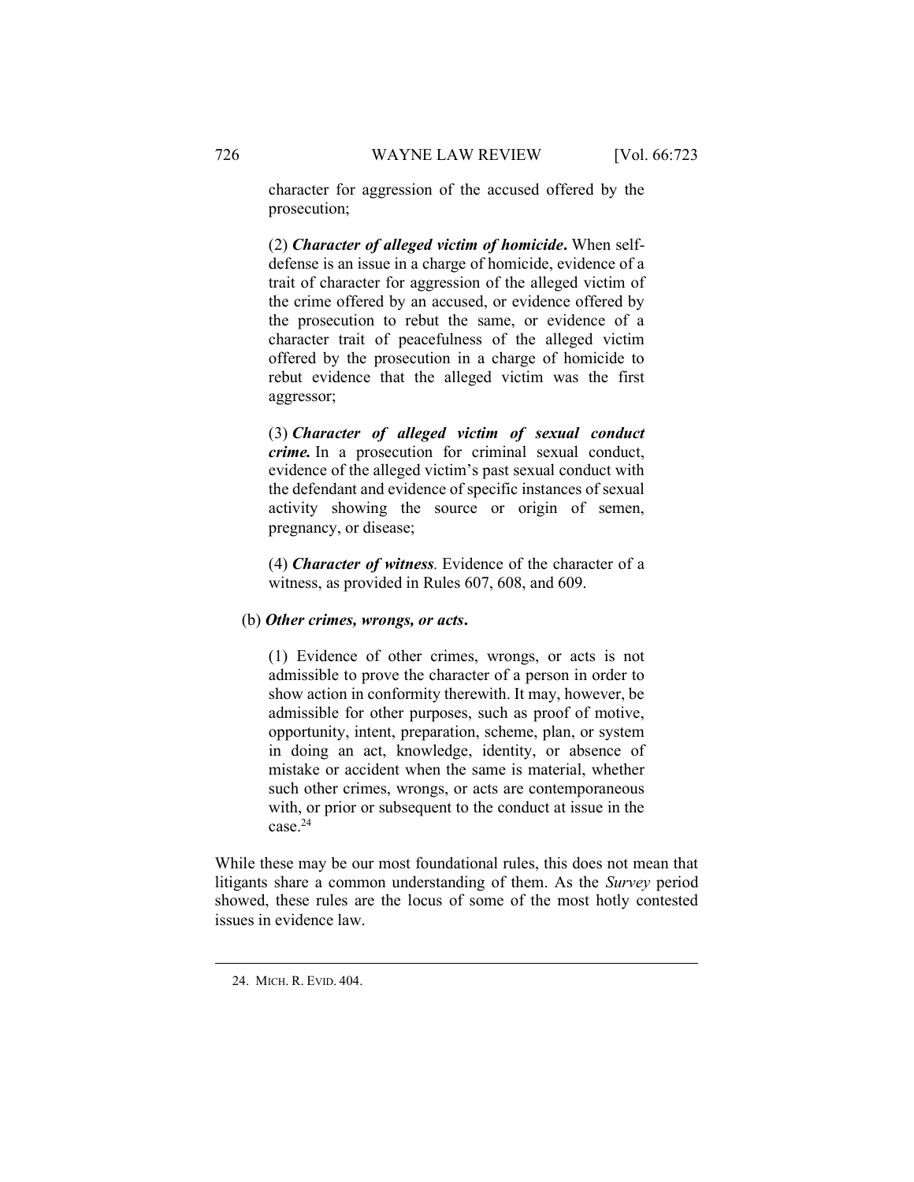> character for aggression of the accused offered by the prosecution;
>
> (2) ***Character of alleged victim of homicide***. When self-defense is an issue in a charge of homicide, evidence of a trait of character for aggression of the alleged victim of the crime offered by an accused, or evidence offered by the prosecution to rebut the same, or evidence of a character trait of peacefulness of the alleged victim offered by the prosecution in a charge of homicide to rebut evidence that the alleged victim was the first aggressor;
>
> (3) ***Character of alleged victim of sexual conduct crime.*** In a prosecution for criminal sexual conduct, evidence of the alleged victim's past sexual conduct with the defendant and evidence of specific instances of sexual activity showing the source or origin of semen, pregnancy, or disease;
>
> (4) ***Character of witness***. Evidence of the character of a witness, as provided in Rules 607, 608, and 609.
>
> (b) ***Other crimes, wrongs, or acts***.
>
> (1) Evidence of other crimes, wrongs, or acts is not admissible to prove the character of a person in order to show action in conformity therewith. It may, however, be admissible for other purposes, such as proof of motive, opportunity, intent, preparation, scheme, plan, or system in doing an act, knowledge, identity, or absence of mistake or accident when the same is material, whether such other crimes, wrongs, or acts are contemporaneous with, or prior or subsequent to the conduct at issue in the case.[24]

While these may be our most foundational rules, this does not mean that litigants share a common understanding of them. As the *Survey* period showed, these rules are the locus of some of the most hotly contested issues in evidence law.

---

24. MICH. R. EVID. 404.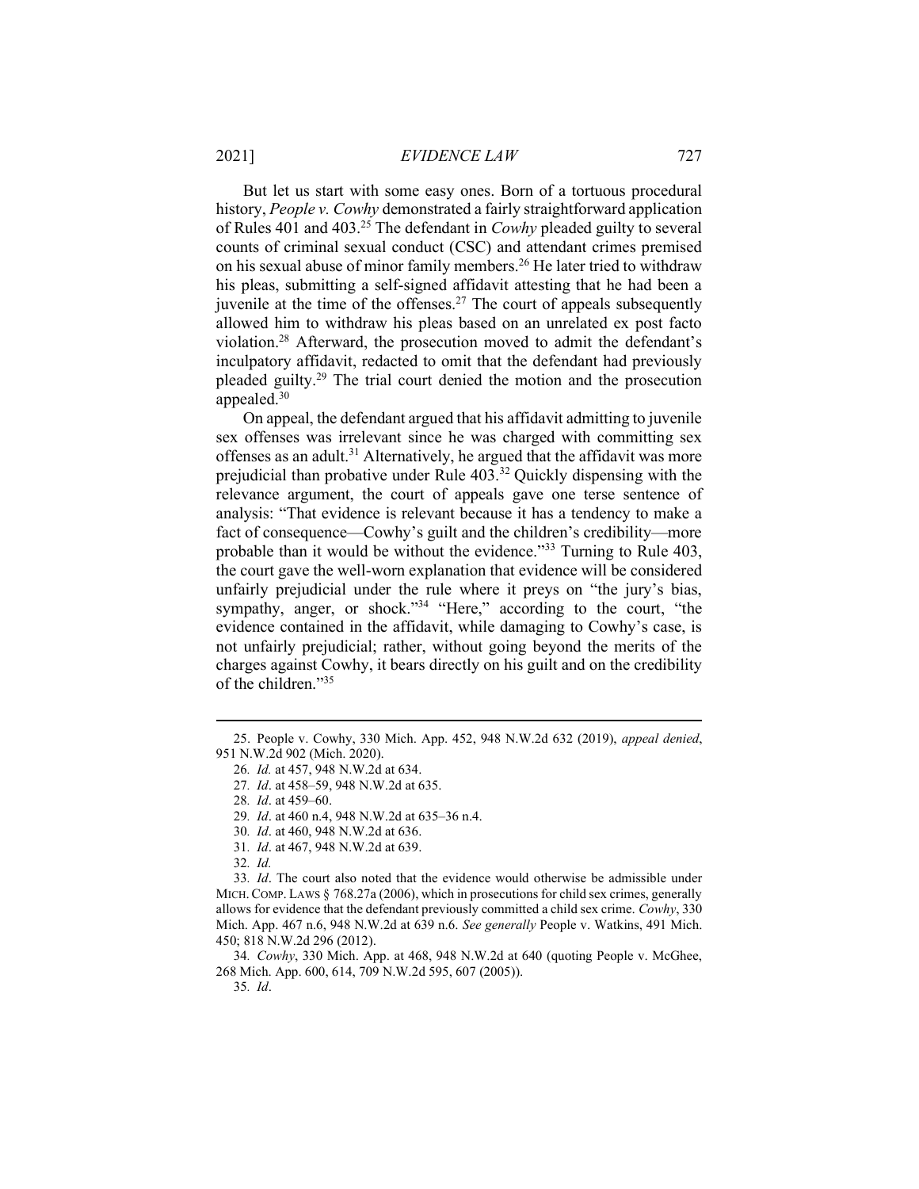But let us start with some easy ones. Born of a tortuous procedural history, *People v. Cowhy* demonstrated a fairly straightforward application of Rules 401 and 403.[25] The defendant in *Cowhy* pleaded guilty to several counts of criminal sexual conduct (CSC) and attendant crimes premised on his sexual abuse of minor family members.[26] He later tried to withdraw his pleas, submitting a self-signed affidavit attesting that he had been a juvenile at the time of the offenses.[27] The court of appeals subsequently allowed him to withdraw his pleas based on an unrelated ex post facto violation.[28] Afterward, the prosecution moved to admit the defendant's inculpatory affidavit, redacted to omit that the defendant had previously pleaded guilty.[29] The trial court denied the motion and the prosecution appealed.[30]

On appeal, the defendant argued that his affidavit admitting to juvenile sex offenses was irrelevant since he was charged with committing sex offenses as an adult.[31] Alternatively, he argued that the affidavit was more prejudicial than probative under Rule 403.[32] Quickly dispensing with the relevance argument, the court of appeals gave one terse sentence of analysis: "That evidence is relevant because it has a tendency to make a fact of consequence—Cowhy's guilt and the children's credibility—more probable than it would be without the evidence."[33] Turning to Rule 403, the court gave the well-worn explanation that evidence will be considered unfairly prejudicial under the rule where it preys on "the jury's bias, sympathy, anger, or shock."[34] "Here," according to the court, "the evidence contained in the affidavit, while damaging to Cowhy's case, is not unfairly prejudicial; rather, without going beyond the merits of the charges against Cowhy, it bears directly on his guilt and on the credibility of the children."[35]

---

25. People v. Cowhy, 330 Mich. App. 452, 948 N.W.2d 632 (2019), *appeal denied*, 951 N.W.2d 902 (Mich. 2020).

26. *Id.* at 457, 948 N.W.2d at 634.

27. *Id*. at 458–59, 948 N.W.2d at 635.

28. *Id*. at 459–60.

29. *Id*. at 460 n.4, 948 N.W.2d at 635–36 n.4.

30. *Id*. at 460, 948 N.W.2d at 636.

31. *Id*. at 467, 948 N.W.2d at 639.

32. *Id.*

33. *Id*. The court also noted that the evidence would otherwise be admissible under MICH. COMP. LAWS § 768.27a (2006), which in prosecutions for child sex crimes, generally allows for evidence that the defendant previously committed a child sex crime. *Cowhy*, 330 Mich. App. 467 n.6, 948 N.W.2d at 639 n.6. *See generally* People v. Watkins, 491 Mich. 450; 818 N.W.2d 296 (2012).

34. *Cowhy*, 330 Mich. App. at 468, 948 N.W.2d at 640 (quoting People v. McGhee, 268 Mich. App. 600, 614, 709 N.W.2d 595, 607 (2005)).

35. *Id*.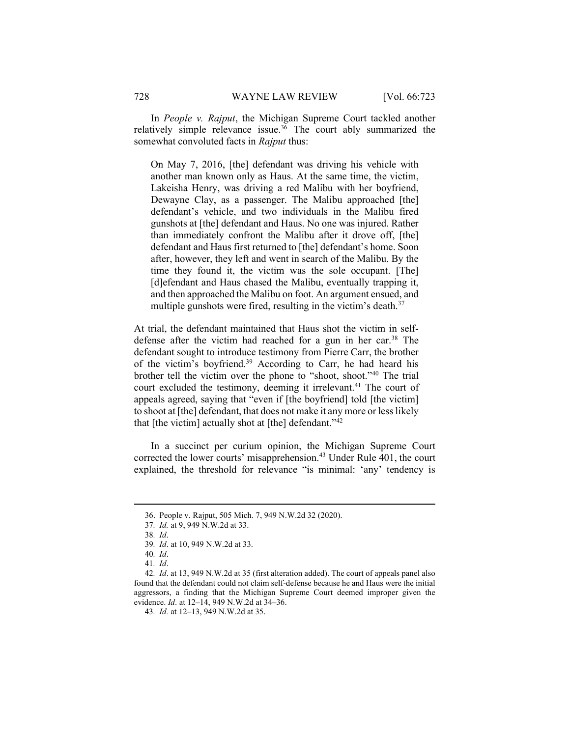In *People v. Rajput*, the Michigan Supreme Court tackled another relatively simple relevance issue.[36] The court ably summarized the somewhat convoluted facts in *Rajput* thus:

> On May 7, 2016, [the] defendant was driving his vehicle with another man known only as Haus. At the same time, the victim, Lakeisha Henry, was driving a red Malibu with her boyfriend, Dewayne Clay, as a passenger. The Malibu approached [the] defendant's vehicle, and two individuals in the Malibu fired gunshots at [the] defendant and Haus. No one was injured. Rather than immediately confront the Malibu after it drove off, [the] defendant and Haus first returned to [the] defendant's home. Soon after, however, they left and went in search of the Malibu. By the time they found it, the victim was the sole occupant. [The] [d]efendant and Haus chased the Malibu, eventually trapping it, and then approached the Malibu on foot. An argument ensued, and multiple gunshots were fired, resulting in the victim's death.[37]

At trial, the defendant maintained that Haus shot the victim in self-defense after the victim had reached for a gun in her car.[38] The defendant sought to introduce testimony from Pierre Carr, the brother of the victim's boyfriend.[39] According to Carr, he had heard his brother tell the victim over the phone to "shoot, shoot."[40] The trial court excluded the testimony, deeming it irrelevant.[41] The court of appeals agreed, saying that "even if [the boyfriend] told [the victim] to shoot at [the] defendant, that does not make it any more or less likely that [the victim] actually shot at [the] defendant."[42]

In a succinct per curium opinion, the Michigan Supreme Court corrected the lower courts' misapprehension.[43] Under Rule 401, the court explained, the threshold for relevance "is minimal: 'any' tendency is

---

36. People v. Rajput, 505 Mich. 7, 949 N.W.2d 32 (2020).

37. *Id.* at 9, 949 N.W.2d at 33.

38. *Id*.

39. *Id*. at 10, 949 N.W.2d at 33.

40. *Id*.

41. *Id*.

42. *Id*. at 13, 949 N.W.2d at 35 (first alteration added). The court of appeals panel also found that the defendant could not claim self-defense because he and Haus were the initial aggressors, a finding that the Michigan Supreme Court deemed improper given the evidence. *Id*. at 12–14, 949 N.W.2d at 34–36.

43. *Id.* at 12–13, 949 N.W.2d at 35.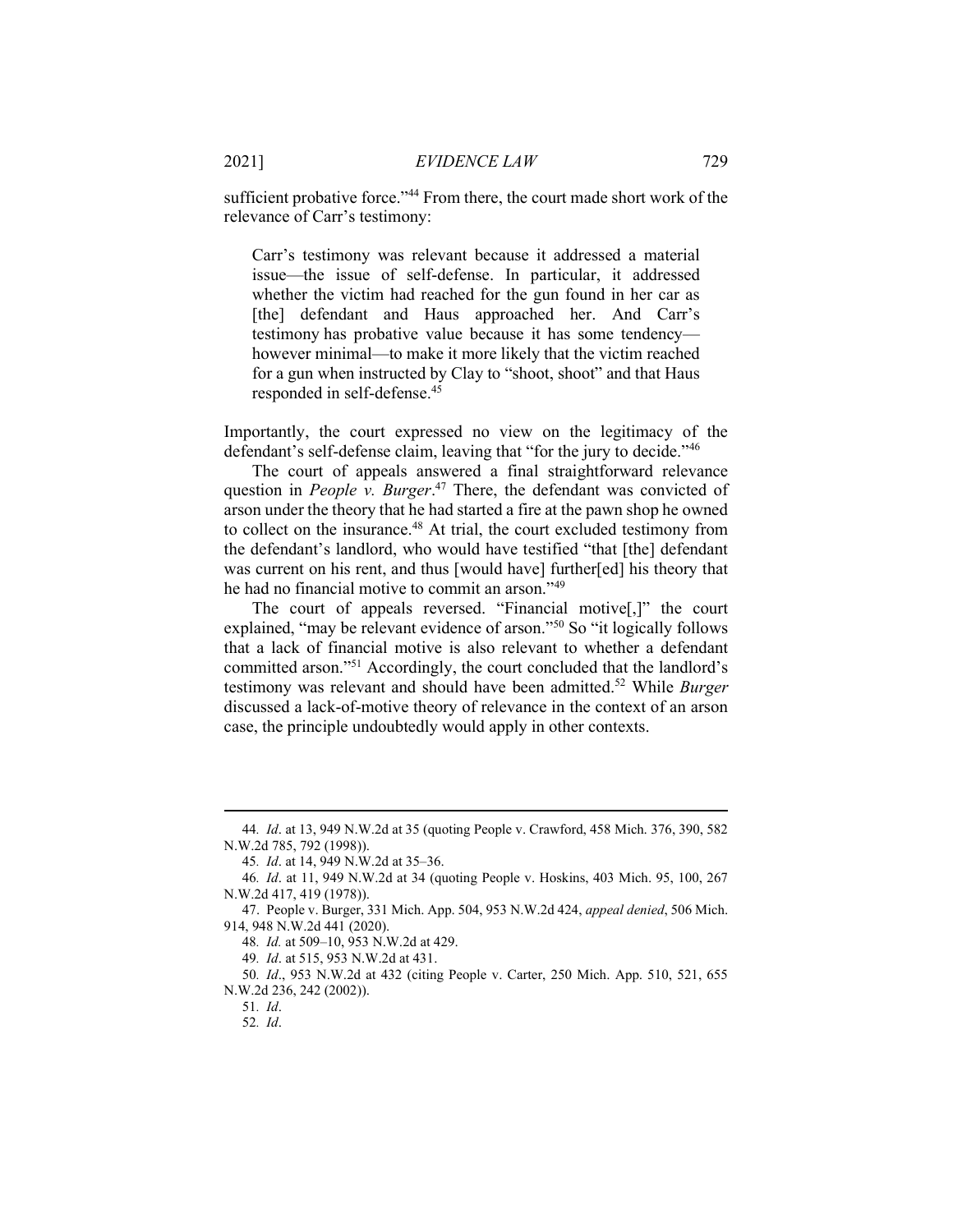sufficient probative force."[44] From there, the court made short work of the relevance of Carr's testimony:

> Carr's testimony was relevant because it addressed a material issue—the issue of self-defense. In particular, it addressed whether the victim had reached for the gun found in her car as [the] defendant and Haus approached her. And Carr's testimony has probative value because it has some tendency—however minimal—to make it more likely that the victim reached for a gun when instructed by Clay to "shoot, shoot" and that Haus responded in self-defense.[45]

Importantly, the court expressed no view on the legitimacy of the defendant's self-defense claim, leaving that "for the jury to decide."[46]

The court of appeals answered a final straightforward relevance question in *People v. Burger*.[47] There, the defendant was convicted of arson under the theory that he had started a fire at the pawn shop he owned to collect on the insurance.[48] At trial, the court excluded testimony from the defendant's landlord, who would have testified "that [the] defendant was current on his rent, and thus [would have] further[ed] his theory that he had no financial motive to commit an arson."[49]

The court of appeals reversed. "Financial motive[,]" the court explained, "may be relevant evidence of arson."[50] So "it logically follows that a lack of financial motive is also relevant to whether a defendant committed arson."[51] Accordingly, the court concluded that the landlord's testimony was relevant and should have been admitted.[52] While *Burger* discussed a lack-of-motive theory of relevance in the context of an arson case, the principle undoubtedly would apply in other contexts.

---

44. *Id*. at 13, 949 N.W.2d at 35 (quoting People v. Crawford, 458 Mich. 376, 390, 582 N.W.2d 785, 792 (1998)).

45. *Id*. at 14, 949 N.W.2d at 35–36.

46. *Id*. at 11, 949 N.W.2d at 34 (quoting People v. Hoskins, 403 Mich. 95, 100, 267 N.W.2d 417, 419 (1978)).

47. People v. Burger, 331 Mich. App. 504, 953 N.W.2d 424, *appeal denied*, 506 Mich. 914, 948 N.W.2d 441 (2020).

48. *Id.* at 509–10, 953 N.W.2d at 429.

49. *Id*. at 515, 953 N.W.2d at 431.

50. *Id*., 953 N.W.2d at 432 (citing People v. Carter, 250 Mich. App. 510, 521, 655 N.W.2d 236, 242 (2002)).

51. *Id*.

52. *Id*.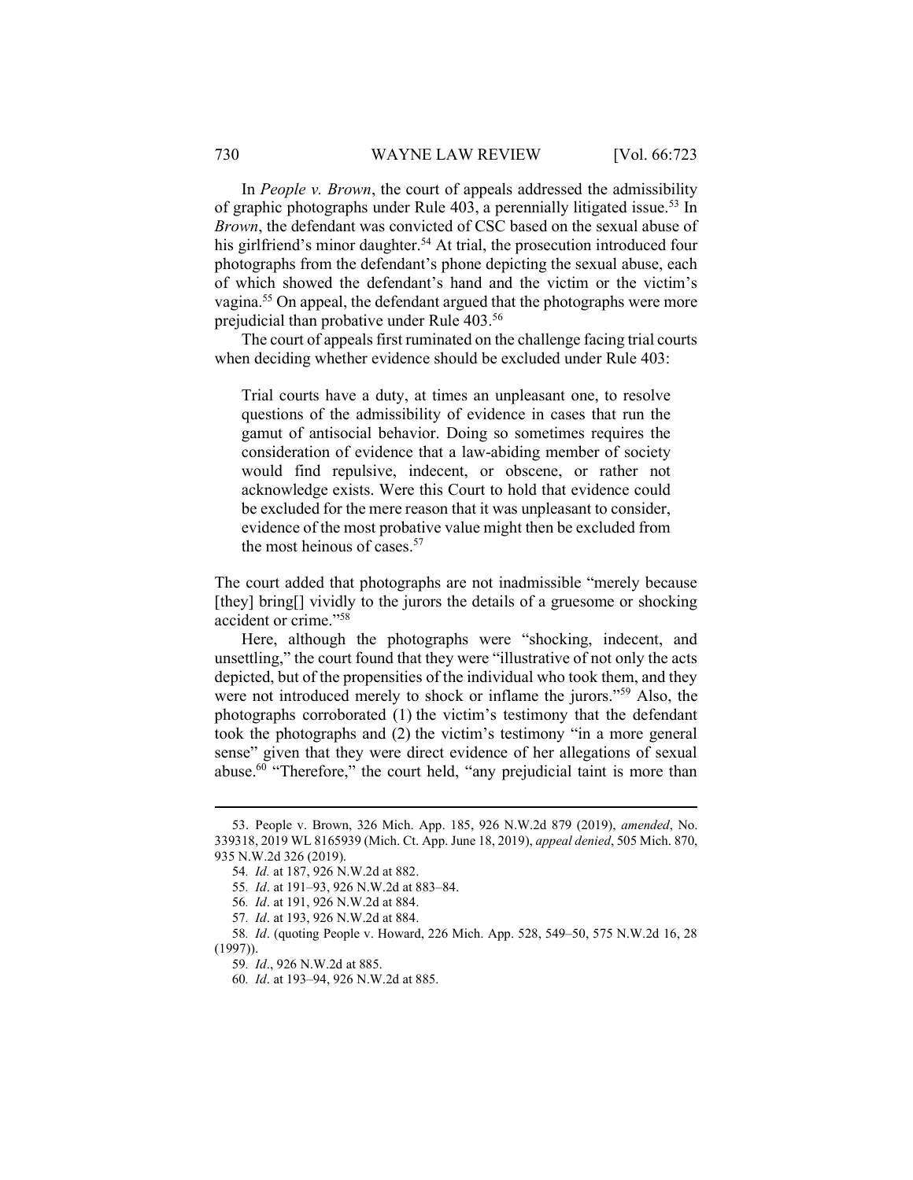In *People v. Brown*, the court of appeals addressed the admissibility of graphic photographs under Rule 403, a perennially litigated issue.[53] In *Brown*, the defendant was convicted of CSC based on the sexual abuse of his girlfriend's minor daughter.[54] At trial, the prosecution introduced four photographs from the defendant's phone depicting the sexual abuse, each of which showed the defendant's hand and the victim or the victim's vagina.[55] On appeal, the defendant argued that the photographs were more prejudicial than probative under Rule 403.[56]

The court of appeals first ruminated on the challenge facing trial courts when deciding whether evidence should be excluded under Rule 403:

> Trial courts have a duty, at times an unpleasant one, to resolve questions of the admissibility of evidence in cases that run the gamut of antisocial behavior. Doing so sometimes requires the consideration of evidence that a law-abiding member of society would find repulsive, indecent, or obscene, or rather not acknowledge exists. Were this Court to hold that evidence could be excluded for the mere reason that it was unpleasant to consider, evidence of the most probative value might then be excluded from the most heinous of cases.[57]

The court added that photographs are not inadmissible "merely because [they] bring[] vividly to the jurors the details of a gruesome or shocking accident or crime."[58]

Here, although the photographs were "shocking, indecent, and unsettling," the court found that they were "illustrative of not only the acts depicted, but of the propensities of the individual who took them, and they were not introduced merely to shock or inflame the jurors."[59] Also, the photographs corroborated (1) the victim's testimony that the defendant took the photographs and (2) the victim's testimony "in a more general sense" given that they were direct evidence of her allegations of sexual abuse.[60] "Therefore," the court held, "any prejudicial taint is more than

---

53. People v. Brown, 326 Mich. App. 185, 926 N.W.2d 879 (2019), *amended*, No. 339318, 2019 WL 8165939 (Mich. Ct. App. June 18, 2019), *appeal denied*, 505 Mich. 870, 935 N.W.2d 326 (2019).

54. *Id.* at 187, 926 N.W.2d at 882.

55. *Id*. at 191–93, 926 N.W.2d at 883–84.

56. *Id*. at 191, 926 N.W.2d at 884.

57. *Id*. at 193, 926 N.W.2d at 884.

58. *Id*. (quoting People v. Howard, 226 Mich. App. 528, 549–50, 575 N.W.2d 16, 28 (1997)).

59. *Id*., 926 N.W.2d at 885.

60. *Id*. at 193–94, 926 N.W.2d at 885.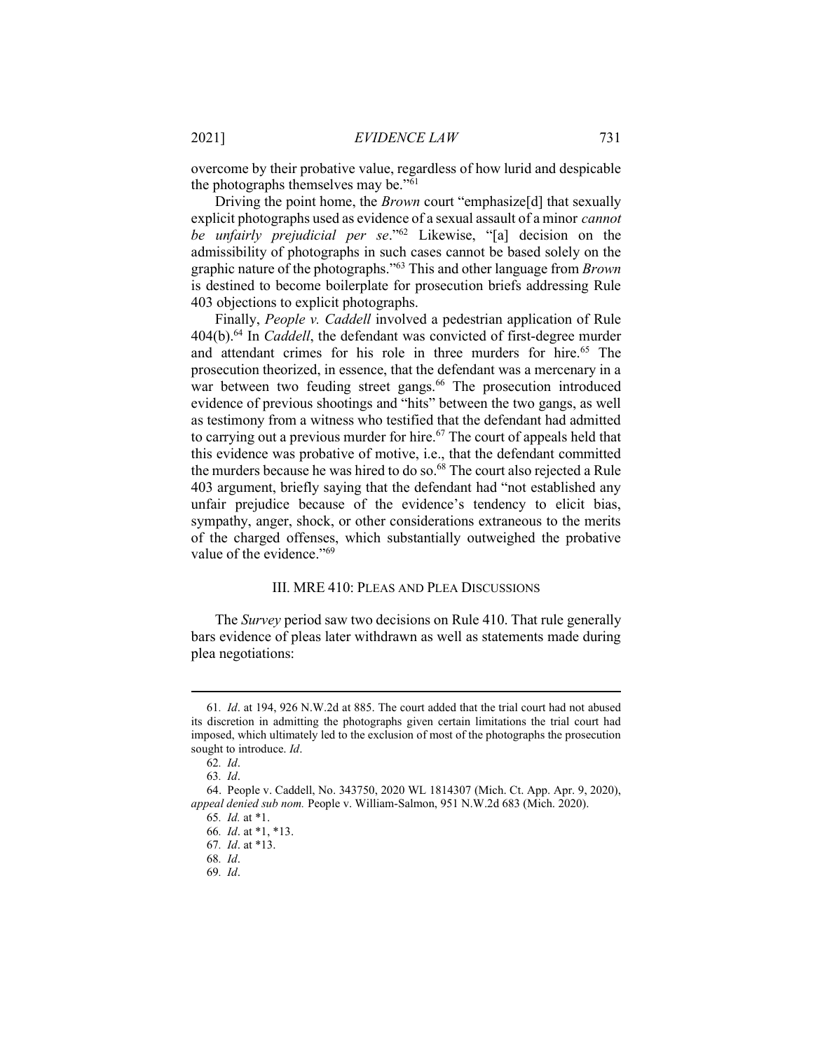overcome by their probative value, regardless of how lurid and despicable the photographs themselves may be."[61]

Driving the point home, the *Brown* court "emphasize[d] that sexually explicit photographs used as evidence of a sexual assault of a minor *cannot be unfairly prejudicial per se*."[62] Likewise, "[a] decision on the admissibility of photographs in such cases cannot be based solely on the graphic nature of the photographs."[63] This and other language from *Brown* is destined to become boilerplate for prosecution briefs addressing Rule 403 objections to explicit photographs.

Finally, *People v. Caddell* involved a pedestrian application of Rule 404(b).[64] In *Caddell*, the defendant was convicted of first-degree murder and attendant crimes for his role in three murders for hire.[65] The prosecution theorized, in essence, that the defendant was a mercenary in a war between two feuding street gangs.[66] The prosecution introduced evidence of previous shootings and "hits" between the two gangs, as well as testimony from a witness who testified that the defendant had admitted to carrying out a previous murder for hire.[67] The court of appeals held that this evidence was probative of motive, i.e., that the defendant committed the murders because he was hired to do so.[68] The court also rejected a Rule 403 argument, briefly saying that the defendant had "not established any unfair prejudice because of the evidence's tendency to elicit bias, sympathy, anger, shock, or other considerations extraneous to the merits of the charged offenses, which substantially outweighed the probative value of the evidence."[69]

## III. MRE 410: Pleas and Plea Discussions

The *Survey* period saw two decisions on Rule 410. That rule generally bars evidence of pleas later withdrawn as well as statements made during plea negotiations:

---

61. *Id*. at 194, 926 N.W.2d at 885. The court added that the trial court had not abused its discretion in admitting the photographs given certain limitations the trial court had imposed, which ultimately led to the exclusion of most of the photographs the prosecution sought to introduce. *Id*.

62. *Id*.

63. *Id*.

64. People v. Caddell, No. 343750, 2020 WL 1814307 (Mich. Ct. App. Apr. 9, 2020), *appeal denied sub nom.* People v. William-Salmon, 951 N.W.2d 683 (Mich. 2020).

65. *Id.* at *1.

66. *Id*. at *1, *13.

67. *Id*. at *13.

68. *Id*.

69. *Id*.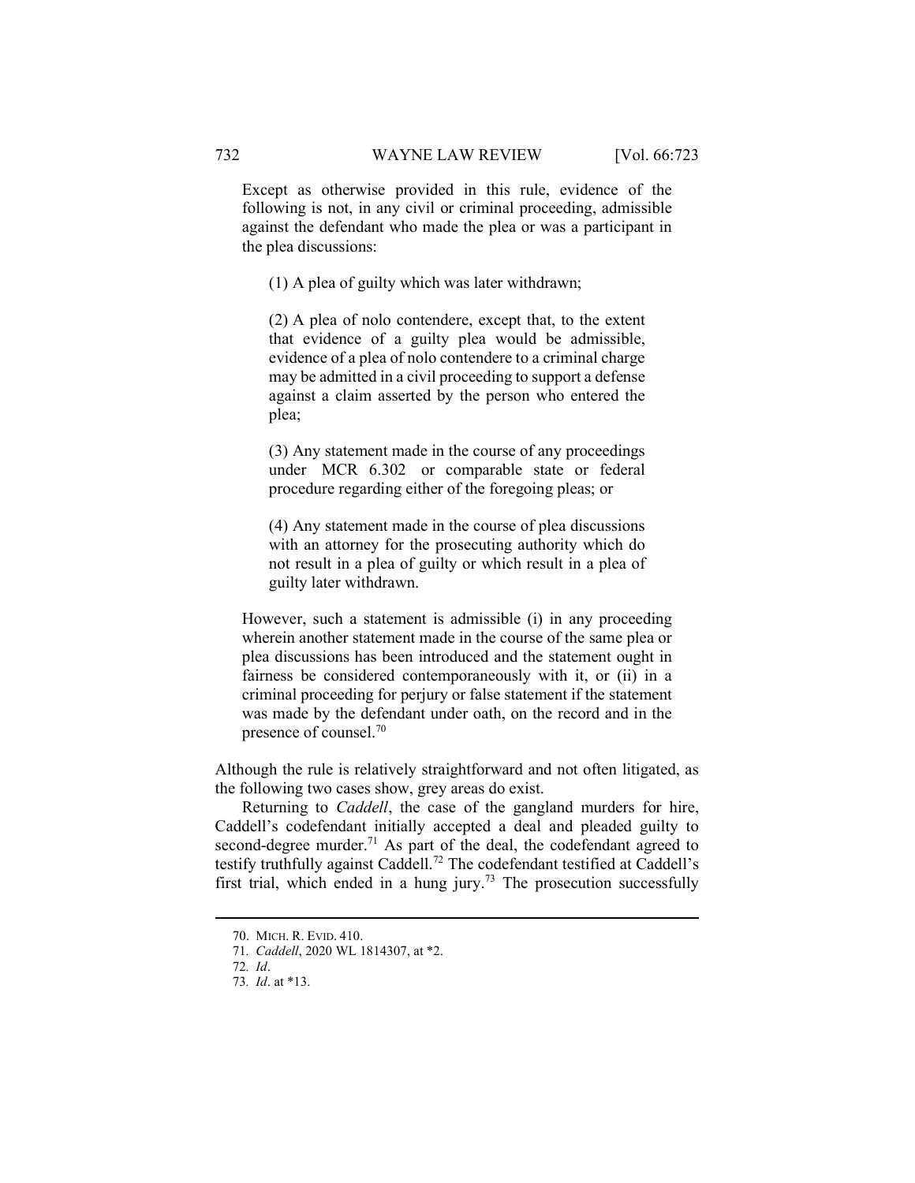> Except as otherwise provided in this rule, evidence of the following is not, in any civil or criminal proceeding, admissible against the defendant who made the plea or was a participant in the plea discussions:
>
> (1) A plea of guilty which was later withdrawn;
>
> (2) A plea of nolo contendere, except that, to the extent that evidence of a guilty plea would be admissible, evidence of a plea of nolo contendere to a criminal charge may be admitted in a civil proceeding to support a defense against a claim asserted by the person who entered the plea;
>
> (3) Any statement made in the course of any proceedings under MCR 6.302 or comparable state or federal procedure regarding either of the foregoing pleas; or
>
> (4) Any statement made in the course of plea discussions with an attorney for the prosecuting authority which do not result in a plea of guilty or which result in a plea of guilty later withdrawn.
>
> However, such a statement is admissible (i) in any proceeding wherein another statement made in the course of the same plea or plea discussions has been introduced and the statement ought in fairness be considered contemporaneously with it, or (ii) in a criminal proceeding for perjury or false statement if the statement was made by the defendant under oath, on the record and in the presence of counsel.[70]

Although the rule is relatively straightforward and not often litigated, as the following two cases show, grey areas do exist.

Returning to *Caddell*, the case of the gangland murders for hire, Caddell's codefendant initially accepted a deal and pleaded guilty to second-degree murder.[71] As part of the deal, the codefendant agreed to testify truthfully against Caddell.[72] The codefendant testified at Caddell's first trial, which ended in a hung jury.[73] The prosecution successfully

70. MICH. R. EVID. 410.

71. *Caddell*, 2020 WL 1814307, at *2.

72. *Id*.

73. *Id*. at *13.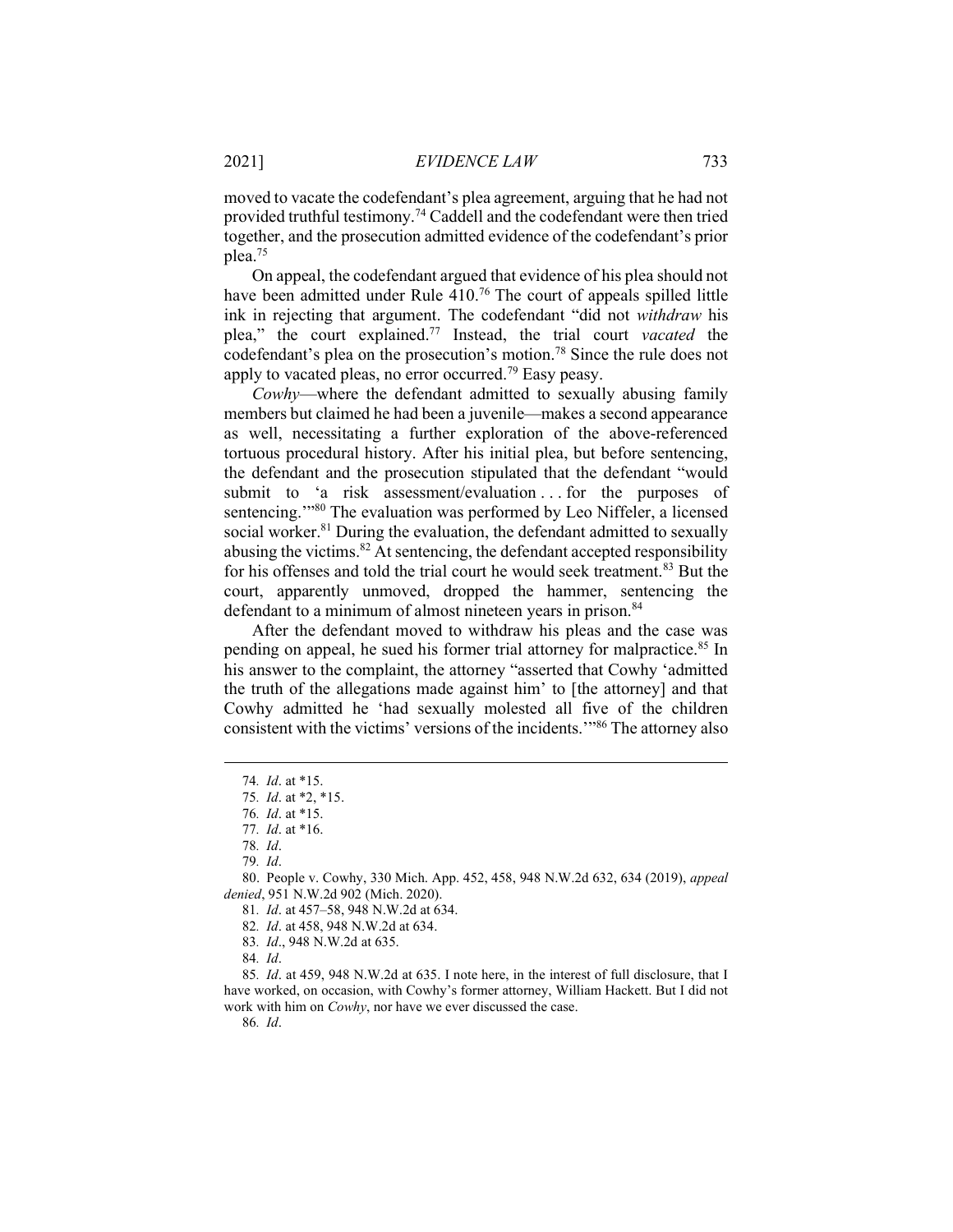moved to vacate the codefendant's plea agreement, arguing that he had not provided truthful testimony.[74] Caddell and the codefendant were then tried together, and the prosecution admitted evidence of the codefendant's prior plea.[75]

On appeal, the codefendant argued that evidence of his plea should not have been admitted under Rule 410.[76] The court of appeals spilled little ink in rejecting that argument. The codefendant "did not *withdraw* his plea," the court explained.[77] Instead, the trial court *vacated* the codefendant's plea on the prosecution's motion.[78] Since the rule does not apply to vacated pleas, no error occurred.[79] Easy peasy.

*Cowhy*—where the defendant admitted to sexually abusing family members but claimed he had been a juvenile—makes a second appearance as well, necessitating a further exploration of the above-referenced tortuous procedural history. After his initial plea, but before sentencing, the defendant and the prosecution stipulated that the defendant "would submit to 'a risk assessment/evaluation . . . for the purposes of sentencing.'"[80] The evaluation was performed by Leo Niffeler, a licensed social worker.[81] During the evaluation, the defendant admitted to sexually abusing the victims.[82] At sentencing, the defendant accepted responsibility for his offenses and told the trial court he would seek treatment.[83] But the court, apparently unmoved, dropped the hammer, sentencing the defendant to a minimum of almost nineteen years in prison.[84]

After the defendant moved to withdraw his pleas and the case was pending on appeal, he sued his former trial attorney for malpractice.[85] In his answer to the complaint, the attorney "asserted that Cowhy 'admitted the truth of the allegations made against him' to [the attorney] and that Cowhy admitted he 'had sexually molested all five of the children consistent with the victims' versions of the incidents.'"[86] The attorney also

---

74. *Id*. at *15.

75. *Id*. at *2, *15.

76. *Id*. at *15.

77. *Id*. at *16.

78. *Id*.

79. *Id*.

80. People v. Cowhy, 330 Mich. App. 452, 458, 948 N.W.2d 632, 634 (2019), *appeal denied*, 951 N.W.2d 902 (Mich. 2020).

81. *Id*. at 457–58, 948 N.W.2d at 634.

82. *Id*. at 458, 948 N.W.2d at 634.

83. *Id*., 948 N.W.2d at 635.

84. *Id*.

85. *Id*. at 459, 948 N.W.2d at 635. I note here, in the interest of full disclosure, that I have worked, on occasion, with Cowhy's former attorney, William Hackett. But I did not work with him on *Cowhy*, nor have we ever discussed the case.

86. *Id*.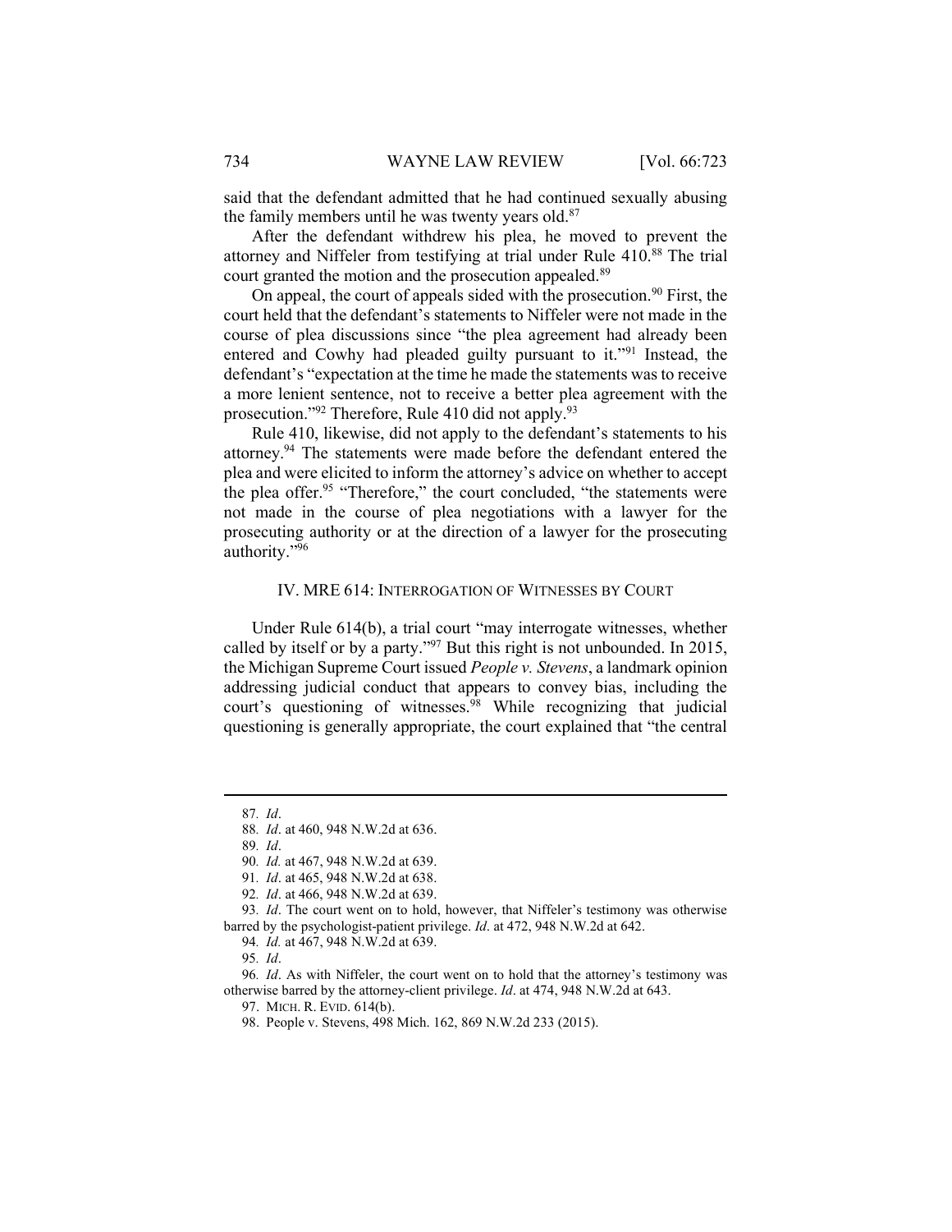said that the defendant admitted that he had continued sexually abusing the family members until he was twenty years old.[87]

After the defendant withdrew his plea, he moved to prevent the attorney and Niffeler from testifying at trial under Rule 410.[88] The trial court granted the motion and the prosecution appealed.[89]

On appeal, the court of appeals sided with the prosecution.[90] First, the court held that the defendant's statements to Niffeler were not made in the course of plea discussions since "the plea agreement had already been entered and Cowhy had pleaded guilty pursuant to it."[91] Instead, the defendant's "expectation at the time he made the statements was to receive a more lenient sentence, not to receive a better plea agreement with the prosecution."[92] Therefore, Rule 410 did not apply.[93]

Rule 410, likewise, did not apply to the defendant's statements to his attorney.[94] The statements were made before the defendant entered the plea and were elicited to inform the attorney's advice on whether to accept the plea offer.[95] "Therefore," the court concluded, "the statements were not made in the course of plea negotiations with a lawyer for the prosecuting authority or at the direction of a lawyer for the prosecuting authority."[96]

## IV. MRE 614: INTERROGATION OF WITNESSES BY COURT

Under Rule 614(b), a trial court "may interrogate witnesses, whether called by itself or by a party."[97] But this right is not unbounded. In 2015, the Michigan Supreme Court issued *People v. Stevens*, a landmark opinion addressing judicial conduct that appears to convey bias, including the court's questioning of witnesses.[98] While recognizing that judicial questioning is generally appropriate, the court explained that "the central

---

87. *Id*.

88. *Id*. at 460, 948 N.W.2d at 636.

89. *Id*.

90. *Id.* at 467, 948 N.W.2d at 639.

91. *Id*. at 465, 948 N.W.2d at 638.

92. *Id*. at 466, 948 N.W.2d at 639.

93. *Id*. The court went on to hold, however, that Niffeler's testimony was otherwise barred by the psychologist-patient privilege. *Id*. at 472, 948 N.W.2d at 642.

94. *Id.* at 467, 948 N.W.2d at 639.

95. *Id*.

96. *Id*. As with Niffeler, the court went on to hold that the attorney's testimony was otherwise barred by the attorney-client privilege. *Id*. at 474, 948 N.W.2d at 643.

97. MICH. R. EVID. 614(b).

98. People v. Stevens, 498 Mich. 162, 869 N.W.2d 233 (2015).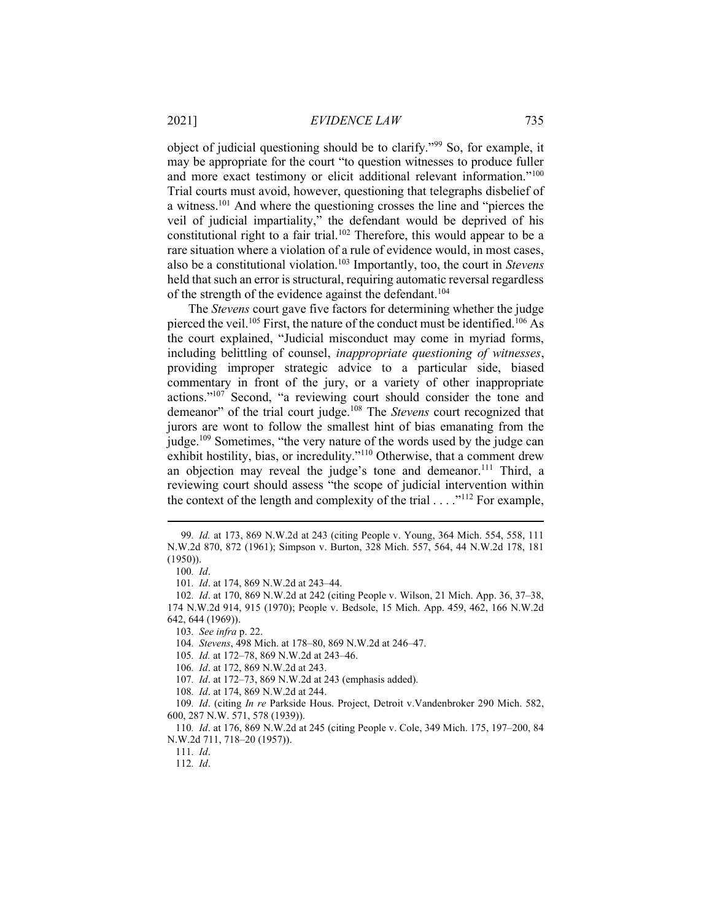object of judicial questioning should be to clarify."[99] So, for example, it may be appropriate for the court "to question witnesses to produce fuller and more exact testimony or elicit additional relevant information."[100] Trial courts must avoid, however, questioning that telegraphs disbelief of a witness.[101] And where the questioning crosses the line and "pierces the veil of judicial impartiality," the defendant would be deprived of his constitutional right to a fair trial.[102] Therefore, this would appear to be a rare situation where a violation of a rule of evidence would, in most cases, also be a constitutional violation.[103] Importantly, too, the court in *Stevens* held that such an error is structural, requiring automatic reversal regardless of the strength of the evidence against the defendant.[104]

The *Stevens* court gave five factors for determining whether the judge pierced the veil.[105] First, the nature of the conduct must be identified.[106] As the court explained, "Judicial misconduct may come in myriad forms, including belittling of counsel, *inappropriate questioning of witnesses*, providing improper strategic advice to a particular side, biased commentary in front of the jury, or a variety of other inappropriate actions."[107] Second, "a reviewing court should consider the tone and demeanor" of the trial court judge.[108] The *Stevens* court recognized that jurors are wont to follow the smallest hint of bias emanating from the judge.[109] Sometimes, "the very nature of the words used by the judge can exhibit hostility, bias, or incredulity."[110] Otherwise, that a comment drew an objection may reveal the judge's tone and demeanor.[111] Third, a reviewing court should assess "the scope of judicial intervention within the context of the length and complexity of the trial . . . ."[112] For example,

---

99. *Id.* at 173, 869 N.W.2d at 243 (citing People v. Young, 364 Mich. 554, 558, 111 N.W.2d 870, 872 (1961); Simpson v. Burton, 328 Mich. 557, 564, 44 N.W.2d 178, 181 (1950)).

100. *Id*.

101. *Id*. at 174, 869 N.W.2d at 243–44.

102. *Id*. at 170, 869 N.W.2d at 242 (citing People v. Wilson, 21 Mich. App. 36, 37–38, 174 N.W.2d 914, 915 (1970); People v. Bedsole, 15 Mich. App. 459, 462, 166 N.W.2d 642, 644 (1969)).

103. *See infra* p. 22.

104. *Stevens*, 498 Mich. at 178–80, 869 N.W.2d at 246–47.

105. *Id.* at 172–78, 869 N.W.2d at 243–46.

106. *Id*. at 172, 869 N.W.2d at 243.

107. *Id*. at 172–73, 869 N.W.2d at 243 (emphasis added).

108. *Id*. at 174, 869 N.W.2d at 244.

109. *Id*. (citing *In re* Parkside Hous. Project, Detroit v.Vandenbroker 290 Mich. 582, 600, 287 N.W. 571, 578 (1939)).

110. *Id*. at 176, 869 N.W.2d at 245 (citing People v. Cole, 349 Mich. 175, 197–200, 84 N.W.2d 711, 718–20 (1957)).

111. *Id*.

112. *Id*.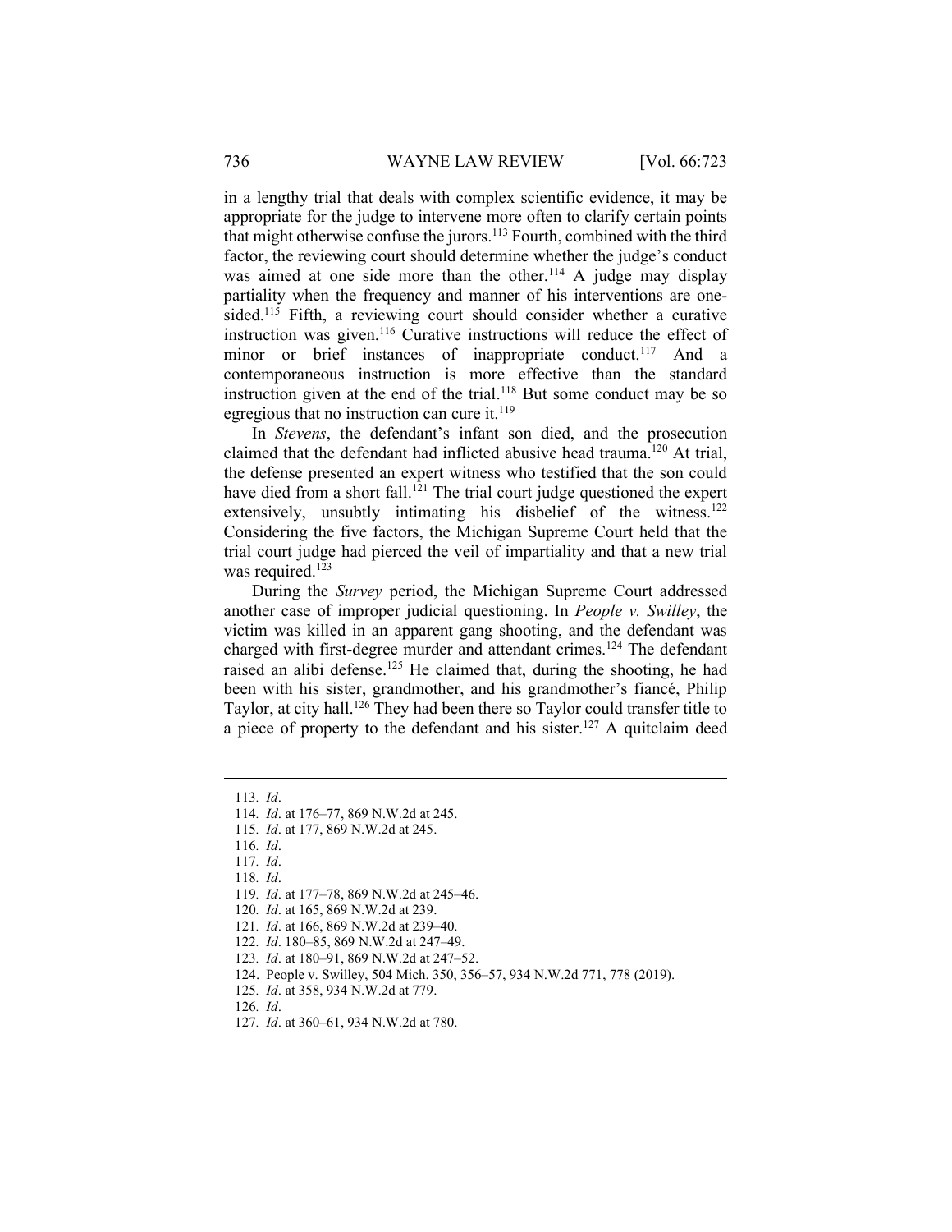in a lengthy trial that deals with complex scientific evidence, it may be appropriate for the judge to intervene more often to clarify certain points that might otherwise confuse the jurors.[113] Fourth, combined with the third factor, the reviewing court should determine whether the judge's conduct was aimed at one side more than the other.[114] A judge may display partiality when the frequency and manner of his interventions are one-sided.[115] Fifth, a reviewing court should consider whether a curative instruction was given.[116] Curative instructions will reduce the effect of minor or brief instances of inappropriate conduct.[117] And a contemporaneous instruction is more effective than the standard instruction given at the end of the trial.[118] But some conduct may be so egregious that no instruction can cure it.[119]

In *Stevens*, the defendant's infant son died, and the prosecution claimed that the defendant had inflicted abusive head trauma.[120] At trial, the defense presented an expert witness who testified that the son could have died from a short fall.[121] The trial court judge questioned the expert extensively, unsubtly intimating his disbelief of the witness.[122] Considering the five factors, the Michigan Supreme Court held that the trial court judge had pierced the veil of impartiality and that a new trial was required.[123]

During the *Survey* period, the Michigan Supreme Court addressed another case of improper judicial questioning. In *People v. Swilley*, the victim was killed in an apparent gang shooting, and the defendant was charged with first-degree murder and attendant crimes.[124] The defendant raised an alibi defense.[125] He claimed that, during the shooting, he had been with his sister, grandmother, and his grandmother's fiancé, Philip Taylor, at city hall.[126] They had been there so Taylor could transfer title to a piece of property to the defendant and his sister.[127] A quitclaim deed

---

113. *Id*.
114. *Id*. at 176–77, 869 N.W.2d at 245.
115. *Id*. at 177, 869 N.W.2d at 245.
116. *Id*.
117. *Id*.
118. *Id*.
119. *Id*. at 177–78, 869 N.W.2d at 245–46.
120. *Id*. at 165, 869 N.W.2d at 239.
121. *Id*. at 166, 869 N.W.2d at 239–40.
122. *Id*. 180–85, 869 N.W.2d at 247–49.
123. *Id*. at 180–91, 869 N.W.2d at 247–52.
124. People v. Swilley, 504 Mich. 350, 356–57, 934 N.W.2d 771, 778 (2019).
125. *Id*. at 358, 934 N.W.2d at 779.
126. *Id*.
127. *Id*. at 360–61, 934 N.W.2d at 780.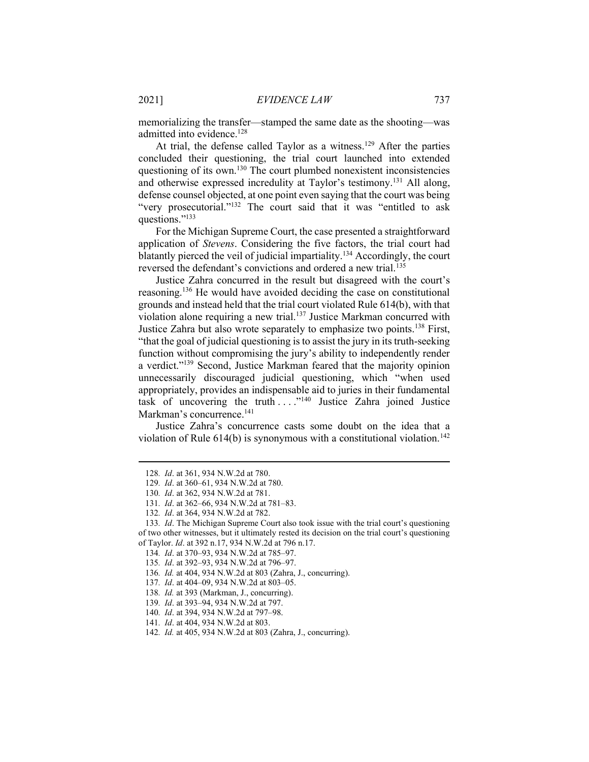memorializing the transfer—stamped the same date as the shooting—was admitted into evidence.[128]

At trial, the defense called Taylor as a witness.[129] After the parties concluded their questioning, the trial court launched into extended questioning of its own.[130] The court plumbed nonexistent inconsistencies and otherwise expressed incredulity at Taylor's testimony.[131] All along, defense counsel objected, at one point even saying that the court was being "very prosecutorial."[132] The court said that it was "entitled to ask questions."[133]

For the Michigan Supreme Court, the case presented a straightforward application of *Stevens*. Considering the five factors, the trial court had blatantly pierced the veil of judicial impartiality.[134] Accordingly, the court reversed the defendant's convictions and ordered a new trial.[135]

Justice Zahra concurred in the result but disagreed with the court's reasoning.[136] He would have avoided deciding the case on constitutional grounds and instead held that the trial court violated Rule 614(b), with that violation alone requiring a new trial.[137] Justice Markman concurred with Justice Zahra but also wrote separately to emphasize two points.[138] First, "that the goal of judicial questioning is to assist the jury in its truth-seeking function without compromising the jury's ability to independently render a verdict."[139] Second, Justice Markman feared that the majority opinion unnecessarily discouraged judicial questioning, which "when used appropriately, provides an indispensable aid to juries in their fundamental task of uncovering the truth . . . ."[140] Justice Zahra joined Justice Markman's concurrence.[141]

Justice Zahra's concurrence casts some doubt on the idea that a violation of Rule 614(b) is synonymous with a constitutional violation.[142]

---

128. *Id*. at 361, 934 N.W.2d at 780.

129. *Id*. at 360–61, 934 N.W.2d at 780.

130. *Id*. at 362, 934 N.W.2d at 781.

131. *Id*. at 362–66, 934 N.W.2d at 781–83.

132. *Id*. at 364, 934 N.W.2d at 782.

133. *Id*. The Michigan Supreme Court also took issue with the trial court's questioning of two other witnesses, but it ultimately rested its decision on the trial court's questioning of Taylor. *Id*. at 392 n.17, 934 N.W.2d at 796 n.17.

134. *Id*. at 370–93, 934 N.W.2d at 785–97.

135. *Id*. at 392–93, 934 N.W.2d at 796–97.

136. *Id.* at 404, 934 N.W.2d at 803 (Zahra, J., concurring).

137. *Id*. at 404–09, 934 N.W.2d at 803–05.

138. *Id.* at 393 (Markman, J., concurring).

139. *Id*. at 393–94, 934 N.W.2d at 797.

140. *Id*. at 394, 934 N.W.2d at 797–98.

141. *Id*. at 404, 934 N.W.2d at 803.

142. *Id.* at 405, 934 N.W.2d at 803 (Zahra, J., concurring).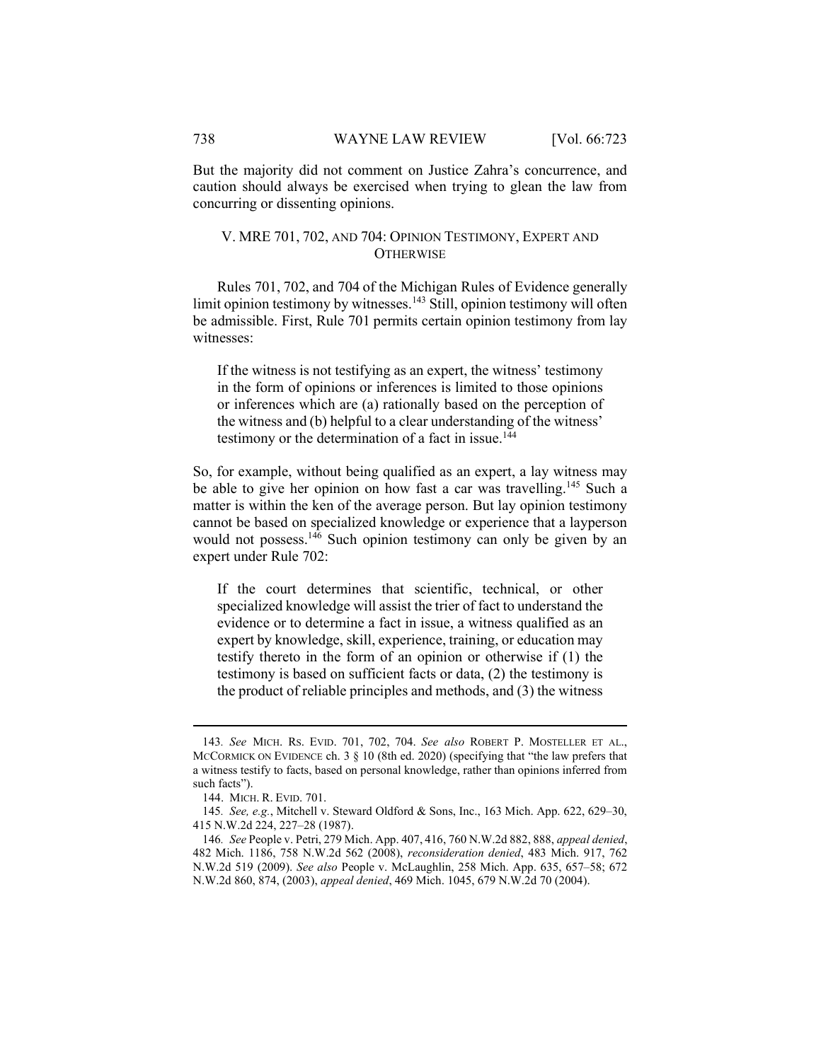But the majority did not comment on Justice Zahra's concurrence, and caution should always be exercised when trying to glean the law from concurring or dissenting opinions.

## V. MRE 701, 702, AND 704: OPINION TESTIMONY, EXPERT AND OTHERWISE

Rules 701, 702, and 704 of the Michigan Rules of Evidence generally limit opinion testimony by witnesses.[143] Still, opinion testimony will often be admissible. First, Rule 701 permits certain opinion testimony from lay witnesses:

> If the witness is not testifying as an expert, the witness' testimony in the form of opinions or inferences is limited to those opinions or inferences which are (a) rationally based on the perception of the witness and (b) helpful to a clear understanding of the witness' testimony or the determination of a fact in issue.[144]

So, for example, without being qualified as an expert, a lay witness may be able to give her opinion on how fast a car was travelling.[145] Such a matter is within the ken of the average person. But lay opinion testimony cannot be based on specialized knowledge or experience that a layperson would not possess.[146] Such opinion testimony can only be given by an expert under Rule 702:

> If the court determines that scientific, technical, or other specialized knowledge will assist the trier of fact to understand the evidence or to determine a fact in issue, a witness qualified as an expert by knowledge, skill, experience, training, or education may testify thereto in the form of an opinion or otherwise if (1) the testimony is based on sufficient facts or data, (2) the testimony is the product of reliable principles and methods, and (3) the witness

---

143. *See* MICH. RS. EVID. 701, 702, 704. *See also* ROBERT P. MOSTELLER ET AL., MCCORMICK ON EVIDENCE ch. 3 § 10 (8th ed. 2020) (specifying that "the law prefers that a witness testify to facts, based on personal knowledge, rather than opinions inferred from such facts").

144. MICH. R. EVID. 701.

145. *See, e.g.*, Mitchell v. Steward Oldford & Sons, Inc., 163 Mich. App. 622, 629–30, 415 N.W.2d 224, 227–28 (1987).

146. *See* People v. Petri, 279 Mich. App. 407, 416, 760 N.W.2d 882, 888, *appeal denied*, 482 Mich. 1186, 758 N.W.2d 562 (2008), *reconsideration denied*, 483 Mich. 917, 762 N.W.2d 519 (2009). *See also* People v. McLaughlin, 258 Mich. App. 635, 657–58; 672 N.W.2d 860, 874, (2003), *appeal denied*, 469 Mich. 1045, 679 N.W.2d 70 (2004).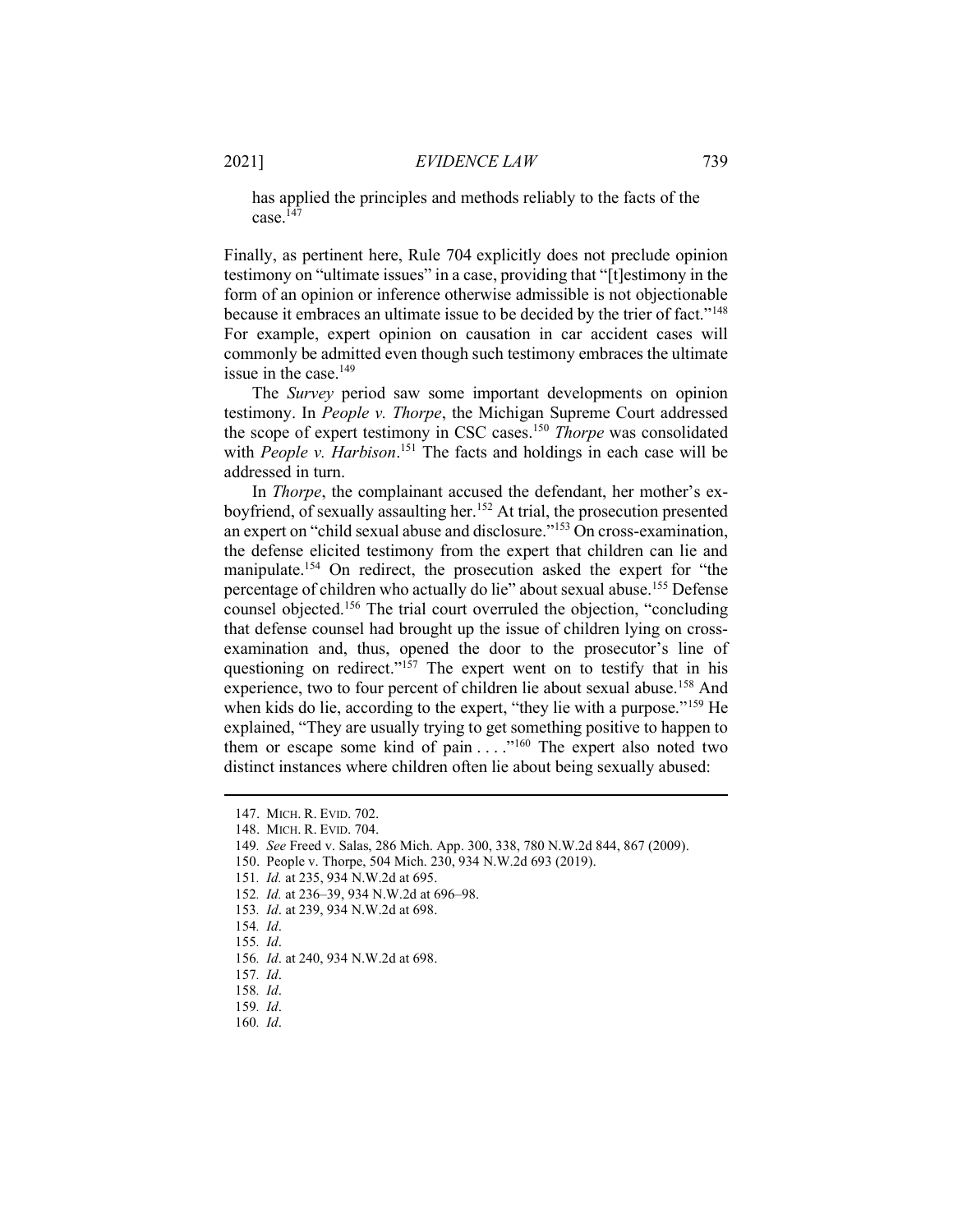has applied the principles and methods reliably to the facts of the case.[147]

Finally, as pertinent here, Rule 704 explicitly does not preclude opinion testimony on "ultimate issues" in a case, providing that "[t]estimony in the form of an opinion or inference otherwise admissible is not objectionable because it embraces an ultimate issue to be decided by the trier of fact."[148] For example, expert opinion on causation in car accident cases will commonly be admitted even though such testimony embraces the ultimate issue in the case.[149]

The *Survey* period saw some important developments on opinion testimony. In *People v. Thorpe*, the Michigan Supreme Court addressed the scope of expert testimony in CSC cases.[150] *Thorpe* was consolidated with *People v. Harbison*.[151] The facts and holdings in each case will be addressed in turn.

In *Thorpe*, the complainant accused the defendant, her mother's ex-boyfriend, of sexually assaulting her.[152] At trial, the prosecution presented an expert on "child sexual abuse and disclosure."[153] On cross-examination, the defense elicited testimony from the expert that children can lie and manipulate.[154] On redirect, the prosecution asked the expert for "the percentage of children who actually do lie" about sexual abuse.[155] Defense counsel objected.[156] The trial court overruled the objection, "concluding that defense counsel had brought up the issue of children lying on cross-examination and, thus, opened the door to the prosecutor's line of questioning on redirect."[157] The expert went on to testify that in his experience, two to four percent of children lie about sexual abuse.[158] And when kids do lie, according to the expert, "they lie with a purpose."[159] He explained, "They are usually trying to get something positive to happen to them or escape some kind of pain . . . ."[160] The expert also noted two distinct instances where children often lie about being sexually abused:

---

147. MICH. R. EVID. 702.

148. MICH. R. EVID. 704.

149. *See* Freed v. Salas, 286 Mich. App. 300, 338, 780 N.W.2d 844, 867 (2009).

150. People v. Thorpe, 504 Mich. 230, 934 N.W.2d 693 (2019).

151. *Id.* at 235, 934 N.W.2d at 695.

152. *Id.* at 236–39, 934 N.W.2d at 696–98.

153. *Id*. at 239, 934 N.W.2d at 698.

154. *Id*.

155. *Id*.

156. *Id*. at 240, 934 N.W.2d at 698.

157. *Id*.

158. *Id*.

159. *Id*.

160. *Id*.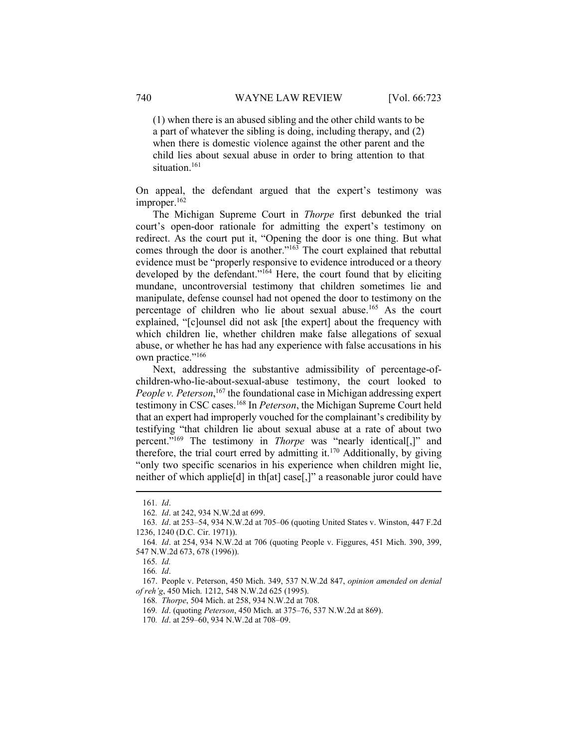(1) when there is an abused sibling and the other child wants to be a part of whatever the sibling is doing, including therapy, and (2) when there is domestic violence against the other parent and the child lies about sexual abuse in order to bring attention to that situation.[161]

On appeal, the defendant argued that the expert's testimony was improper.[162]

The Michigan Supreme Court in *Thorpe* first debunked the trial court's open-door rationale for admitting the expert's testimony on redirect. As the court put it, "Opening the door is one thing. But what comes through the door is another."[163] The court explained that rebuttal evidence must be "properly responsive to evidence introduced or a theory developed by the defendant."[164] Here, the court found that by eliciting mundane, uncontroversial testimony that children sometimes lie and manipulate, defense counsel had not opened the door to testimony on the percentage of children who lie about sexual abuse.[165] As the court explained, "[c]ounsel did not ask [the expert] about the frequency with which children lie, whether children make false allegations of sexual abuse, or whether he has had any experience with false accusations in his own practice."[166]

Next, addressing the substantive admissibility of percentage-of-children-who-lie-about-sexual-abuse testimony, the court looked to *People v. Peterson*,[167] the foundational case in Michigan addressing expert testimony in CSC cases.[168] In *Peterson*, the Michigan Supreme Court held that an expert had improperly vouched for the complainant's credibility by testifying "that children lie about sexual abuse at a rate of about two percent."[169] The testimony in *Thorpe* was "nearly identical[,]" and therefore, the trial court erred by admitting it.[170] Additionally, by giving "only two specific scenarios in his experience when children might lie, neither of which applie[d] in th[at] case[,]" a reasonable juror could have

---

161. *Id*.

162. *Id*. at 242, 934 N.W.2d at 699.

163. *Id*. at 253–54, 934 N.W.2d at 705–06 (quoting United States v. Winston, 447 F.2d 1236, 1240 (D.C. Cir. 1971)).

164. *Id*. at 254, 934 N.W.2d at 706 (quoting People v. Figgures, 451 Mich. 390, 399, 547 N.W.2d 673, 678 (1996)).

165. *Id.*

166. *Id*.

167. People v. Peterson, 450 Mich. 349, 537 N.W.2d 847, *opinion amended on denial of reh'g*, 450 Mich. 1212, 548 N.W.2d 625 (1995).

168. *Thorpe*, 504 Mich. at 258, 934 N.W.2d at 708.

169. *Id*. (quoting *Peterson*, 450 Mich. at 375–76, 537 N.W.2d at 869).

170. *Id*. at 259–60, 934 N.W.2d at 708–09.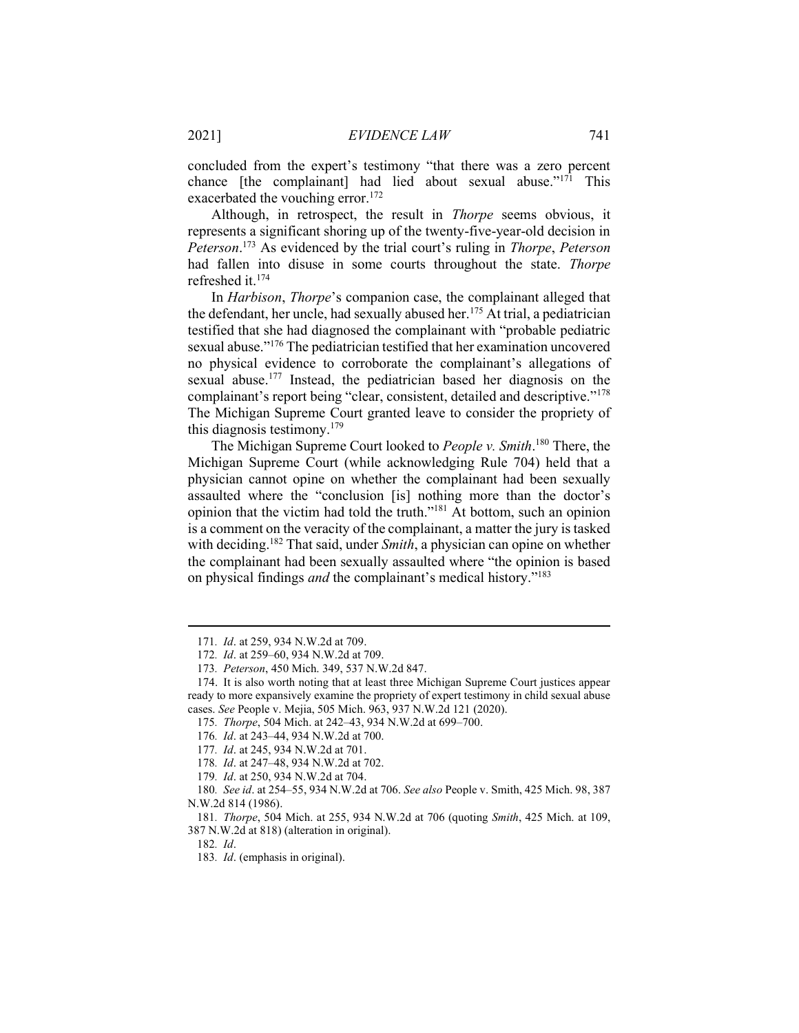concluded from the expert's testimony "that there was a zero percent chance [the complainant] had lied about sexual abuse."[171] This exacerbated the vouching error.[172]

Although, in retrospect, the result in *Thorpe* seems obvious, it represents a significant shoring up of the twenty-five-year-old decision in *Peterson*.[173] As evidenced by the trial court's ruling in *Thorpe*, *Peterson* had fallen into disuse in some courts throughout the state. *Thorpe* refreshed it.[174]

In *Harbison*, *Thorpe*'s companion case, the complainant alleged that the defendant, her uncle, had sexually abused her.[175] At trial, a pediatrician testified that she had diagnosed the complainant with "probable pediatric sexual abuse."[176] The pediatrician testified that her examination uncovered no physical evidence to corroborate the complainant's allegations of sexual abuse.[177] Instead, the pediatrician based her diagnosis on the complainant's report being "clear, consistent, detailed and descriptive."[178] The Michigan Supreme Court granted leave to consider the propriety of this diagnosis testimony.[179]

The Michigan Supreme Court looked to *People v. Smith*.[180] There, the Michigan Supreme Court (while acknowledging Rule 704) held that a physician cannot opine on whether the complainant had been sexually assaulted where the "conclusion [is] nothing more than the doctor's opinion that the victim had told the truth."[181] At bottom, such an opinion is a comment on the veracity of the complainant, a matter the jury is tasked with deciding.[182] That said, under *Smith*, a physician can opine on whether the complainant had been sexually assaulted where "the opinion is based on physical findings *and* the complainant's medical history."[183]

---

171. *Id*. at 259, 934 N.W.2d at 709.

172. *Id*. at 259–60, 934 N.W.2d at 709.

173. *Peterson*, 450 Mich. 349, 537 N.W.2d 847.

174. It is also worth noting that at least three Michigan Supreme Court justices appear ready to more expansively examine the propriety of expert testimony in child sexual abuse cases. *See* People v. Mejia, 505 Mich. 963, 937 N.W.2d 121 (2020).

175. *Thorpe*, 504 Mich. at 242–43, 934 N.W.2d at 699–700.

176. *Id*. at 243–44, 934 N.W.2d at 700.

177. *Id*. at 245, 934 N.W.2d at 701.

178. *Id*. at 247–48, 934 N.W.2d at 702.

179. *Id*. at 250, 934 N.W.2d at 704.

180. *See id*. at 254–55, 934 N.W.2d at 706. *See also* People v. Smith, 425 Mich. 98, 387 N.W.2d 814 (1986).

181. *Thorpe*, 504 Mich. at 255, 934 N.W.2d at 706 (quoting *Smith*, 425 Mich. at 109, 387 N.W.2d at 818) (alteration in original).

182. *Id*.

183. *Id*. (emphasis in original).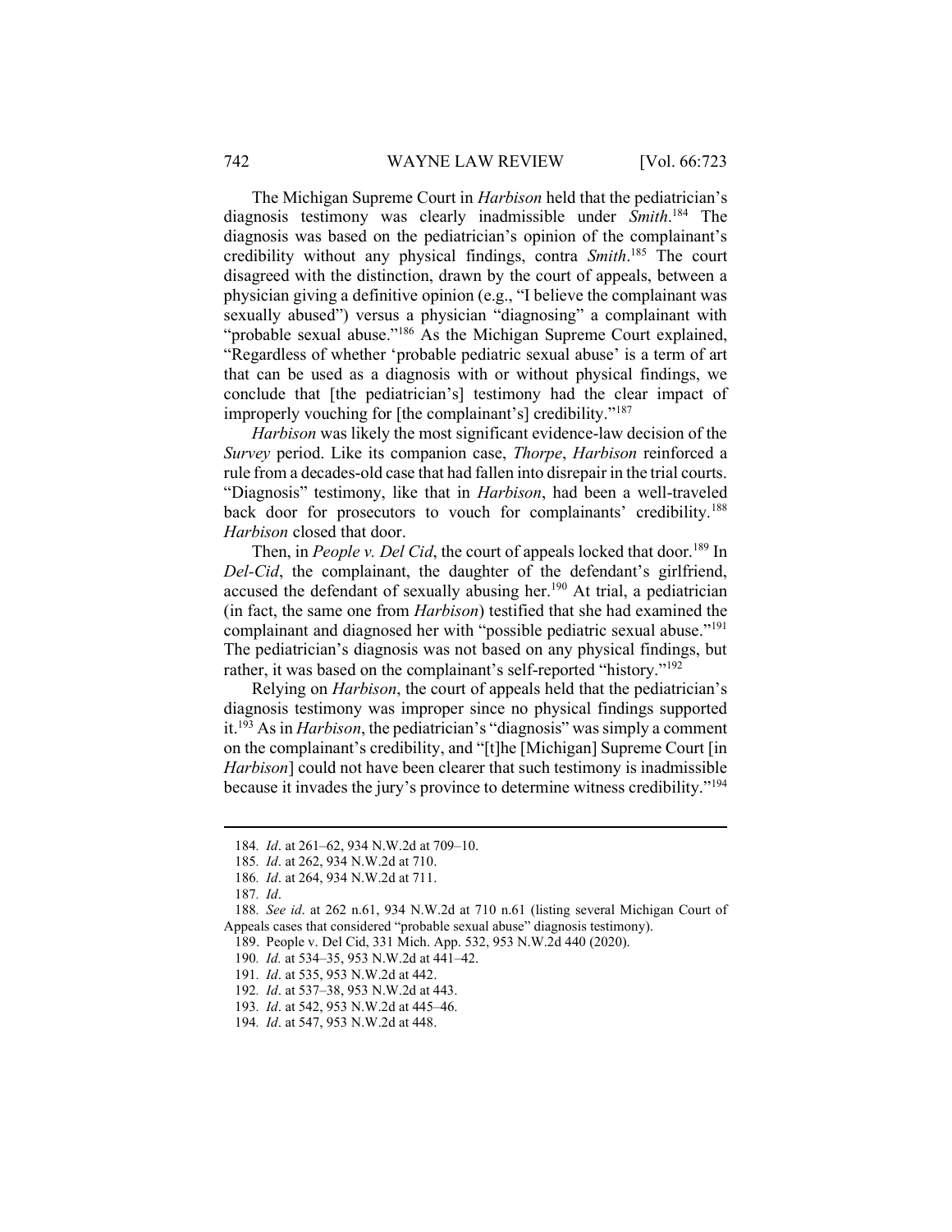The Michigan Supreme Court in *Harbison* held that the pediatrician's diagnosis testimony was clearly inadmissible under *Smith*.[184] The diagnosis was based on the pediatrician's opinion of the complainant's credibility without any physical findings, contra *Smith*.[185] The court disagreed with the distinction, drawn by the court of appeals, between a physician giving a definitive opinion (e.g., "I believe the complainant was sexually abused") versus a physician "diagnosing" a complainant with "probable sexual abuse."[186] As the Michigan Supreme Court explained, "Regardless of whether 'probable pediatric sexual abuse' is a term of art that can be used as a diagnosis with or without physical findings, we conclude that [the pediatrician's] testimony had the clear impact of improperly vouching for [the complainant's] credibility."[187]

*Harbison* was likely the most significant evidence-law decision of the *Survey* period. Like its companion case, *Thorpe*, *Harbison* reinforced a rule from a decades-old case that had fallen into disrepair in the trial courts. "Diagnosis" testimony, like that in *Harbison*, had been a well-traveled back door for prosecutors to vouch for complainants' credibility.[188] *Harbison* closed that door.

Then, in *People v. Del Cid*, the court of appeals locked that door.[189] In *Del-Cid*, the complainant, the daughter of the defendant's girlfriend, accused the defendant of sexually abusing her.[190] At trial, a pediatrician (in fact, the same one from *Harbison*) testified that she had examined the complainant and diagnosed her with "possible pediatric sexual abuse."[191] The pediatrician's diagnosis was not based on any physical findings, but rather, it was based on the complainant's self-reported "history."[192]

Relying on *Harbison*, the court of appeals held that the pediatrician's diagnosis testimony was improper since no physical findings supported it.[193] As in *Harbison*, the pediatrician's "diagnosis" was simply a comment on the complainant's credibility, and "[t]he [Michigan] Supreme Court [in *Harbison*] could not have been clearer that such testimony is inadmissible because it invades the jury's province to determine witness credibility."[194]

---

184. *Id*. at 261–62, 934 N.W.2d at 709–10.

185. *Id*. at 262, 934 N.W.2d at 710.

186. *Id*. at 264, 934 N.W.2d at 711.

187. *Id*.

188. *See id*. at 262 n.61, 934 N.W.2d at 710 n.61 (listing several Michigan Court of Appeals cases that considered "probable sexual abuse" diagnosis testimony).

189. People v. Del Cid, 331 Mich. App. 532, 953 N.W.2d 440 (2020).

190. *Id.* at 534–35, 953 N.W.2d at 441–42.

191. *Id*. at 535, 953 N.W.2d at 442.

192. *Id*. at 537–38, 953 N.W.2d at 443.

193. *Id*. at 542, 953 N.W.2d at 445–46.

194. *Id*. at 547, 953 N.W.2d at 448.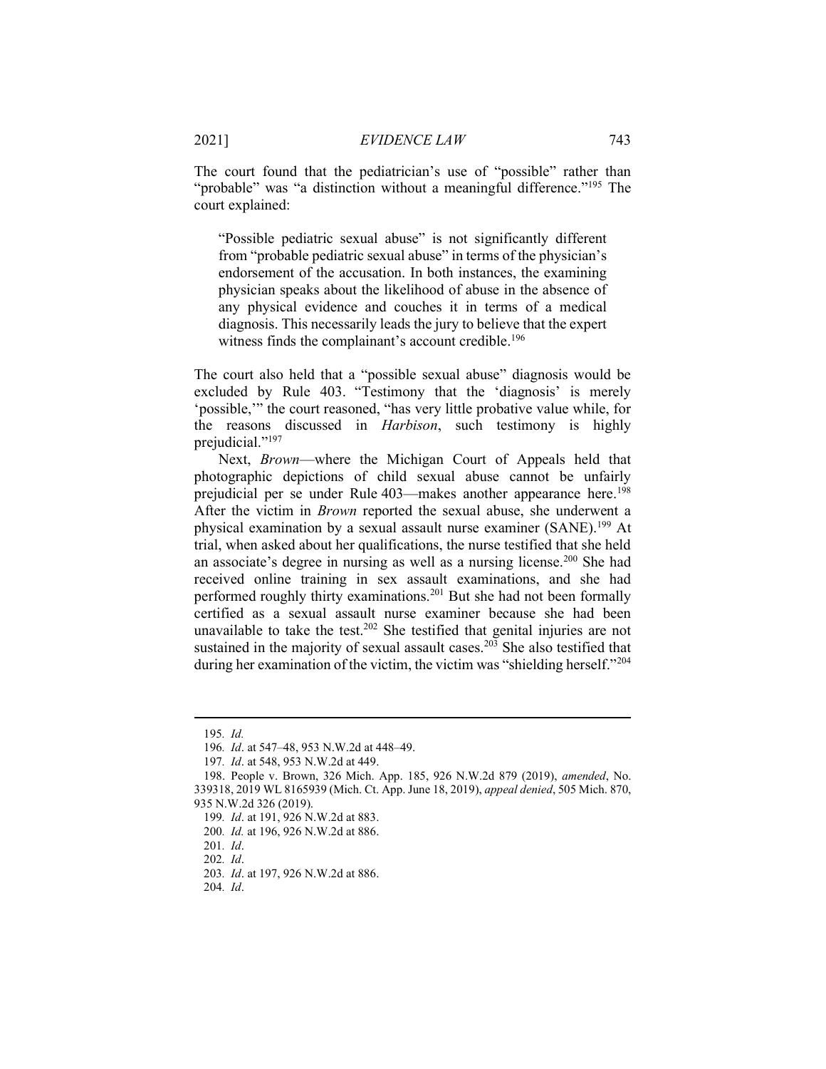The court found that the pediatrician's use of "possible" rather than "probable" was "a distinction without a meaningful difference."[195] The court explained:

> "Possible pediatric sexual abuse" is not significantly different from "probable pediatric sexual abuse" in terms of the physician's endorsement of the accusation. In both instances, the examining physician speaks about the likelihood of abuse in the absence of any physical evidence and couches it in terms of a medical diagnosis. This necessarily leads the jury to believe that the expert witness finds the complainant's account credible.[196]

The court also held that a "possible sexual abuse" diagnosis would be excluded by Rule 403. "Testimony that the 'diagnosis' is merely 'possible,'" the court reasoned, "has very little probative value while, for the reasons discussed in *Harbison*, such testimony is highly prejudicial."[197]

Next, *Brown*—where the Michigan Court of Appeals held that photographic depictions of child sexual abuse cannot be unfairly prejudicial per se under Rule 403—makes another appearance here.[198] After the victim in *Brown* reported the sexual abuse, she underwent a physical examination by a sexual assault nurse examiner (SANE).[199] At trial, when asked about her qualifications, the nurse testified that she held an associate's degree in nursing as well as a nursing license.[200] She had received online training in sex assault examinations, and she had performed roughly thirty examinations.[201] But she had not been formally certified as a sexual assault nurse examiner because she had been unavailable to take the test.[202] She testified that genital injuries are not sustained in the majority of sexual assault cases.[203] She also testified that during her examination of the victim, the victim was "shielding herself."[204]

---

195. *Id.*

196. *Id*. at 547–48, 953 N.W.2d at 448–49.

197. *Id*. at 548, 953 N.W.2d at 449.

198. People v. Brown, 326 Mich. App. 185, 926 N.W.2d 879 (2019), *amended*, No. 339318, 2019 WL 8165939 (Mich. Ct. App. June 18, 2019), *appeal denied*, 505 Mich. 870, 935 N.W.2d 326 (2019).

199. *Id*. at 191, 926 N.W.2d at 883.

200. *Id.* at 196, 926 N.W.2d at 886.

201. *Id*.

202. *Id*.

203. *Id*. at 197, 926 N.W.2d at 886.

204. *Id*.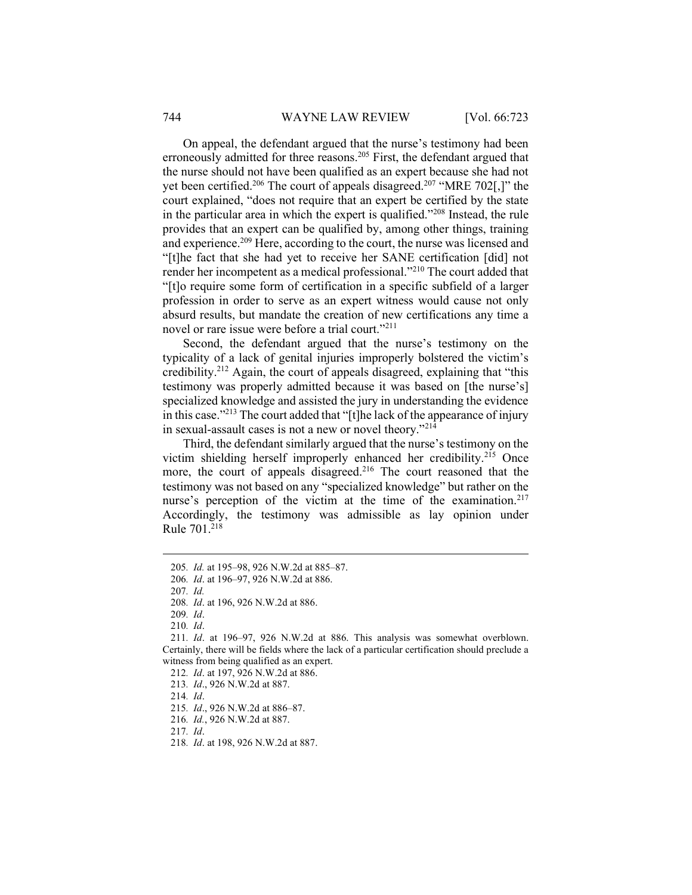On appeal, the defendant argued that the nurse's testimony had been erroneously admitted for three reasons.[205] First, the defendant argued that the nurse should not have been qualified as an expert because she had not yet been certified.[206] The court of appeals disagreed.[207] "MRE 702[,]" the court explained, "does not require that an expert be certified by the state in the particular area in which the expert is qualified."[208] Instead, the rule provides that an expert can be qualified by, among other things, training and experience.[209] Here, according to the court, the nurse was licensed and "[t]he fact that she had yet to receive her SANE certification [did] not render her incompetent as a medical professional."[210] The court added that "[t]o require some form of certification in a specific subfield of a larger profession in order to serve as an expert witness would cause not only absurd results, but mandate the creation of new certifications any time a novel or rare issue were before a trial court."[211]

Second, the defendant argued that the nurse's testimony on the typicality of a lack of genital injuries improperly bolstered the victim's credibility.[212] Again, the court of appeals disagreed, explaining that "this testimony was properly admitted because it was based on [the nurse's] specialized knowledge and assisted the jury in understanding the evidence in this case."[213] The court added that "[t]he lack of the appearance of injury in sexual-assault cases is not a new or novel theory."[214]

Third, the defendant similarly argued that the nurse's testimony on the victim shielding herself improperly enhanced her credibility.[215] Once more, the court of appeals disagreed.[216] The court reasoned that the testimony was not based on any "specialized knowledge" but rather on the nurse's perception of the victim at the time of the examination.[217] Accordingly, the testimony was admissible as lay opinion under Rule 701.[218]

---

205. *Id.* at 195–98, 926 N.W.2d at 885–87.

206. *Id*. at 196–97, 926 N.W.2d at 886.

207. *Id.*

208. *Id*. at 196, 926 N.W.2d at 886.

209. *Id*.

210. *Id*.

211. *Id*. at 196–97, 926 N.W.2d at 886. This analysis was somewhat overblown. Certainly, there will be fields where the lack of a particular certification should preclude a witness from being qualified as an expert.

212. *Id*. at 197, 926 N.W.2d at 886.

213. *Id*., 926 N.W.2d at 887.

214. *Id*.

215. *Id*., 926 N.W.2d at 886–87.

216. *Id.*, 926 N.W.2d at 887.

217. *Id*.

218. *Id*. at 198, 926 N.W.2d at 887.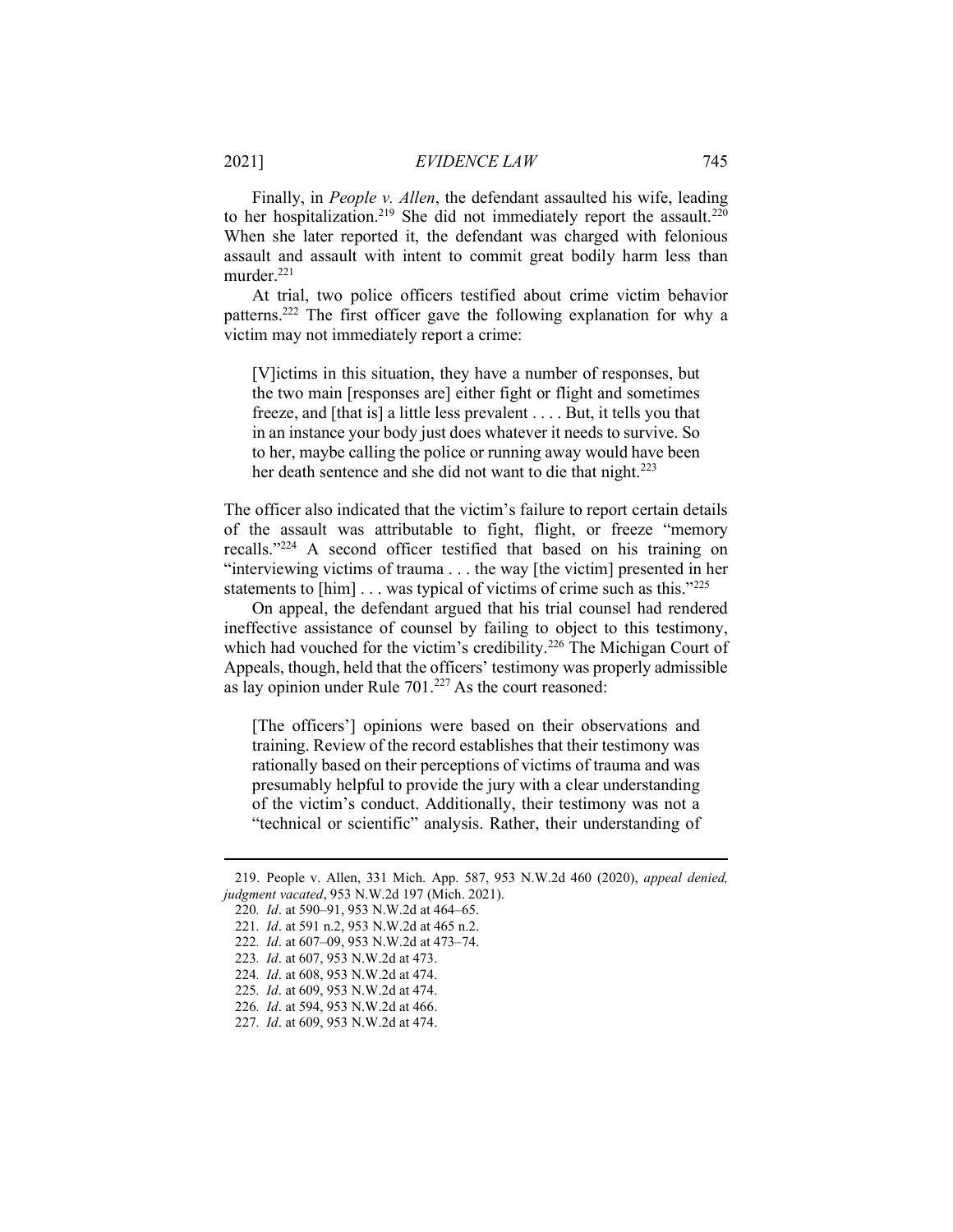Finally, in *People v. Allen*, the defendant assaulted his wife, leading to her hospitalization.[219] She did not immediately report the assault.[220] When she later reported it, the defendant was charged with felonious assault and assault with intent to commit great bodily harm less than murder.[221]

At trial, two police officers testified about crime victim behavior patterns.[222] The first officer gave the following explanation for why a victim may not immediately report a crime:

> [V]ictims in this situation, they have a number of responses, but the two main [responses are] either fight or flight and sometimes freeze, and [that is] a little less prevalent . . . . But, it tells you that in an instance your body just does whatever it needs to survive. So to her, maybe calling the police or running away would have been her death sentence and she did not want to die that night.[223]

The officer also indicated that the victim's failure to report certain details of the assault was attributable to fight, flight, or freeze "memory recalls."[224] A second officer testified that based on his training on "interviewing victims of trauma . . . the way [the victim] presented in her statements to [him] . . . was typical of victims of crime such as this."[225]

On appeal, the defendant argued that his trial counsel had rendered ineffective assistance of counsel by failing to object to this testimony, which had vouched for the victim's credibility.[226] The Michigan Court of Appeals, though, held that the officers' testimony was properly admissible as lay opinion under Rule 701.[227] As the court reasoned:

> [The officers'] opinions were based on their observations and training. Review of the record establishes that their testimony was rationally based on their perceptions of victims of trauma and was presumably helpful to provide the jury with a clear understanding of the victim's conduct. Additionally, their testimony was not a "technical or scientific" analysis. Rather, their understanding of

---

219. People v. Allen, 331 Mich. App. 587, 953 N.W.2d 460 (2020), *appeal denied, judgment vacated*, 953 N.W.2d 197 (Mich. 2021).

220. *Id*. at 590–91, 953 N.W.2d at 464–65.

221. *Id*. at 591 n.2, 953 N.W.2d at 465 n.2.

222. *Id*. at 607–09, 953 N.W.2d at 473–74.

223. *Id*. at 607, 953 N.W.2d at 473.

224. *Id*. at 608, 953 N.W.2d at 474.

225. *Id*. at 609, 953 N.W.2d at 474.

226. *Id*. at 594, 953 N.W.2d at 466.

227. *Id*. at 609, 953 N.W.2d at 474.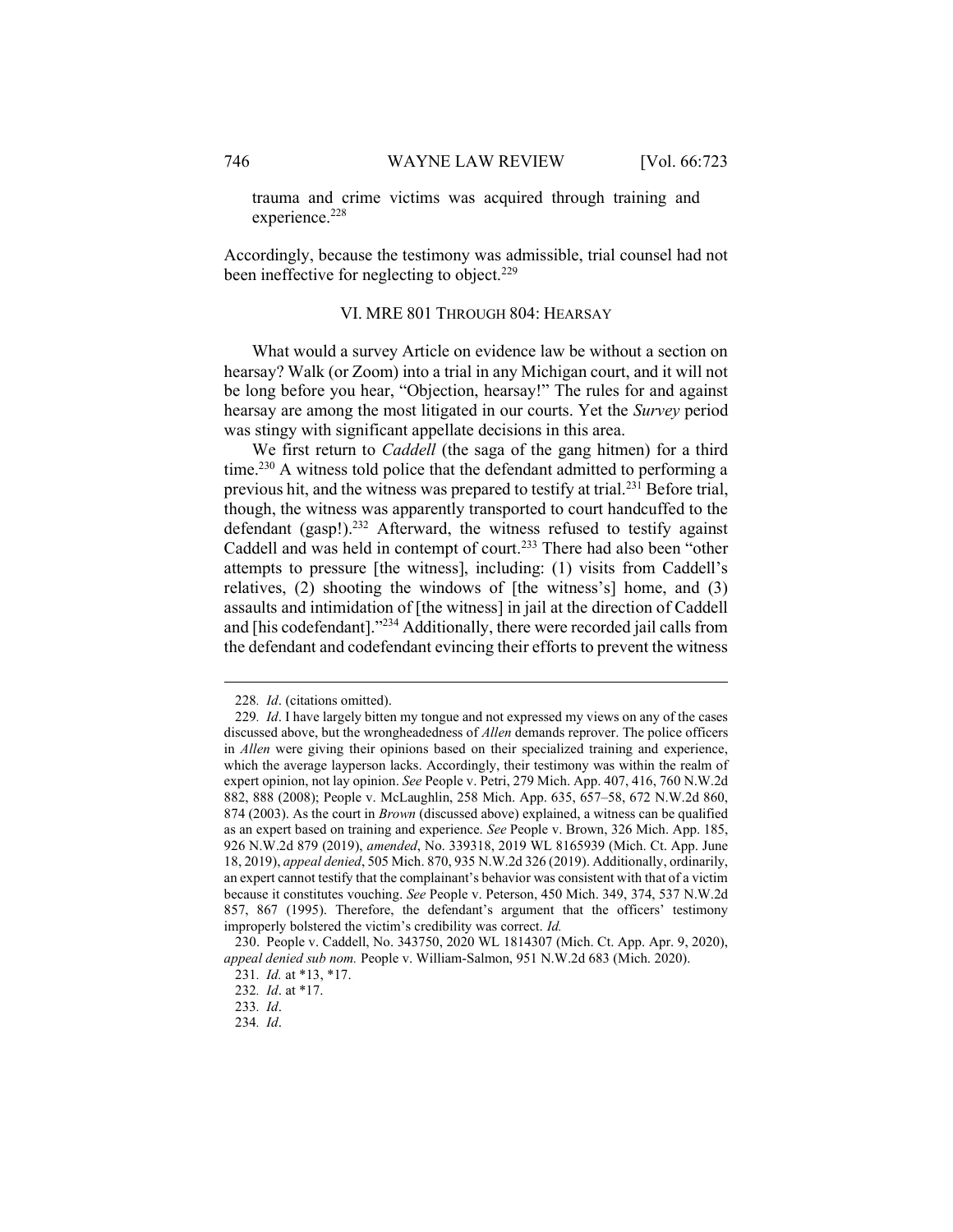trauma and crime victims was acquired through training and experience.[228]

Accordingly, because the testimony was admissible, trial counsel had not been ineffective for neglecting to object.[229]

## VI. MRE 801 THROUGH 804: HEARSAY

What would a survey Article on evidence law be without a section on hearsay? Walk (or Zoom) into a trial in any Michigan court, and it will not be long before you hear, "Objection, hearsay!" The rules for and against hearsay are among the most litigated in our courts. Yet the *Survey* period was stingy with significant appellate decisions in this area.

We first return to *Caddell* (the saga of the gang hitmen) for a third time.[230] A witness told police that the defendant admitted to performing a previous hit, and the witness was prepared to testify at trial.[231] Before trial, though, the witness was apparently transported to court handcuffed to the defendant (gasp!).[232] Afterward, the witness refused to testify against Caddell and was held in contempt of court.[233] There had also been "other attempts to pressure [the witness], including: (1) visits from Caddell's relatives, (2) shooting the windows of [the witness's] home, and (3) assaults and intimidation of [the witness] in jail at the direction of Caddell and [his codefendant]."[234] Additionally, there were recorded jail calls from the defendant and codefendant evincing their efforts to prevent the witness

---

228. *Id*. (citations omitted).

229. *Id*. I have largely bitten my tongue and not expressed my views on any of the cases discussed above, but the wrongheadedness of *Allen* demands reprover. The police officers in *Allen* were giving their opinions based on their specialized training and experience, which the average layperson lacks. Accordingly, their testimony was within the realm of expert opinion, not lay opinion. *See* People v. Petri, 279 Mich. App. 407, 416, 760 N.W.2d 882, 888 (2008); People v. McLaughlin, 258 Mich. App. 635, 657–58, 672 N.W.2d 860, 874 (2003). As the court in *Brown* (discussed above) explained, a witness can be qualified as an expert based on training and experience. *See* People v. Brown, 326 Mich. App. 185, 926 N.W.2d 879 (2019), *amended*, No. 339318, 2019 WL 8165939 (Mich. Ct. App. June 18, 2019), *appeal denied*, 505 Mich. 870, 935 N.W.2d 326 (2019). Additionally, ordinarily, an expert cannot testify that the complainant's behavior was consistent with that of a victim because it constitutes vouching. *See* People v. Peterson, 450 Mich. 349, 374, 537 N.W.2d 857, 867 (1995). Therefore, the defendant's argument that the officers' testimony improperly bolstered the victim's credibility was correct. *Id.*

230. People v. Caddell, No. 343750, 2020 WL 1814307 (Mich. Ct. App. Apr. 9, 2020), *appeal denied sub nom.* People v. William-Salmon, 951 N.W.2d 683 (Mich. 2020).

231. *Id.* at *13, *17.

232. *Id*. at *17.

233. *Id*.

234. *Id*.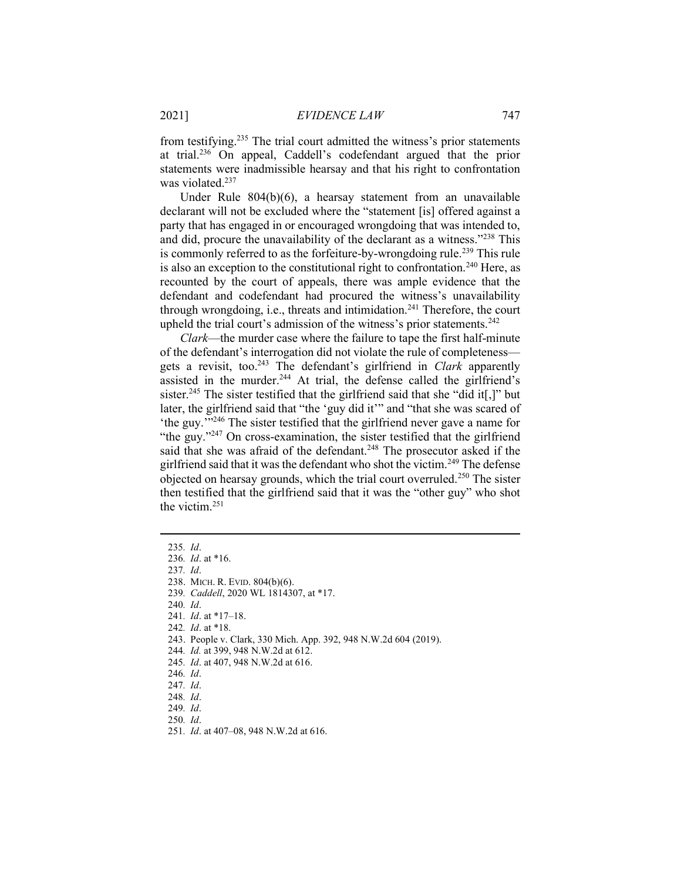from testifying.[235] The trial court admitted the witness's prior statements at trial.[236] On appeal, Caddell's codefendant argued that the prior statements were inadmissible hearsay and that his right to confrontation was violated.[237]

Under Rule 804(b)(6), a hearsay statement from an unavailable declarant will not be excluded where the "statement [is] offered against a party that has engaged in or encouraged wrongdoing that was intended to, and did, procure the unavailability of the declarant as a witness."[238] This is commonly referred to as the forfeiture-by-wrongdoing rule.[239] This rule is also an exception to the constitutional right to confrontation.[240] Here, as recounted by the court of appeals, there was ample evidence that the defendant and codefendant had procured the witness's unavailability through wrongdoing, i.e., threats and intimidation.[241] Therefore, the court upheld the trial court's admission of the witness's prior statements.[242]

*Clark*—the murder case where the failure to tape the first half-minute of the defendant's interrogation did not violate the rule of completeness—gets a revisit, too.[243] The defendant's girlfriend in *Clark* apparently assisted in the murder.[244] At trial, the defense called the girlfriend's sister.[245] The sister testified that the girlfriend said that she "did it[,]" but later, the girlfriend said that "the 'guy did it'" and "that she was scared of 'the guy.'"[246] The sister testified that the girlfriend never gave a name for "the guy."[247] On cross-examination, the sister testified that the girlfriend said that she was afraid of the defendant.[248] The prosecutor asked if the girlfriend said that it was the defendant who shot the victim.[249] The defense objected on hearsay grounds, which the trial court overruled.[250] The sister then testified that the girlfriend said that it was the "other guy" who shot the victim.[251]

---

235. *Id*.
236. *Id*. at *16.
237. *Id*.
238. MICH. R. EVID. 804(b)(6).
239. *Caddell*, 2020 WL 1814307, at *17.
240. *Id*.
241. *Id*. at *17–18.
242. *Id*. at *18.
243. People v. Clark, 330 Mich. App. 392, 948 N.W.2d 604 (2019).
244. *Id.* at 399, 948 N.W.2d at 612.
245. *Id*. at 407, 948 N.W.2d at 616.
246. *Id*.
247. *Id*.
248. *Id*.
249. *Id*.
250. *Id*.
251. *Id*. at 407–08, 948 N.W.2d at 616.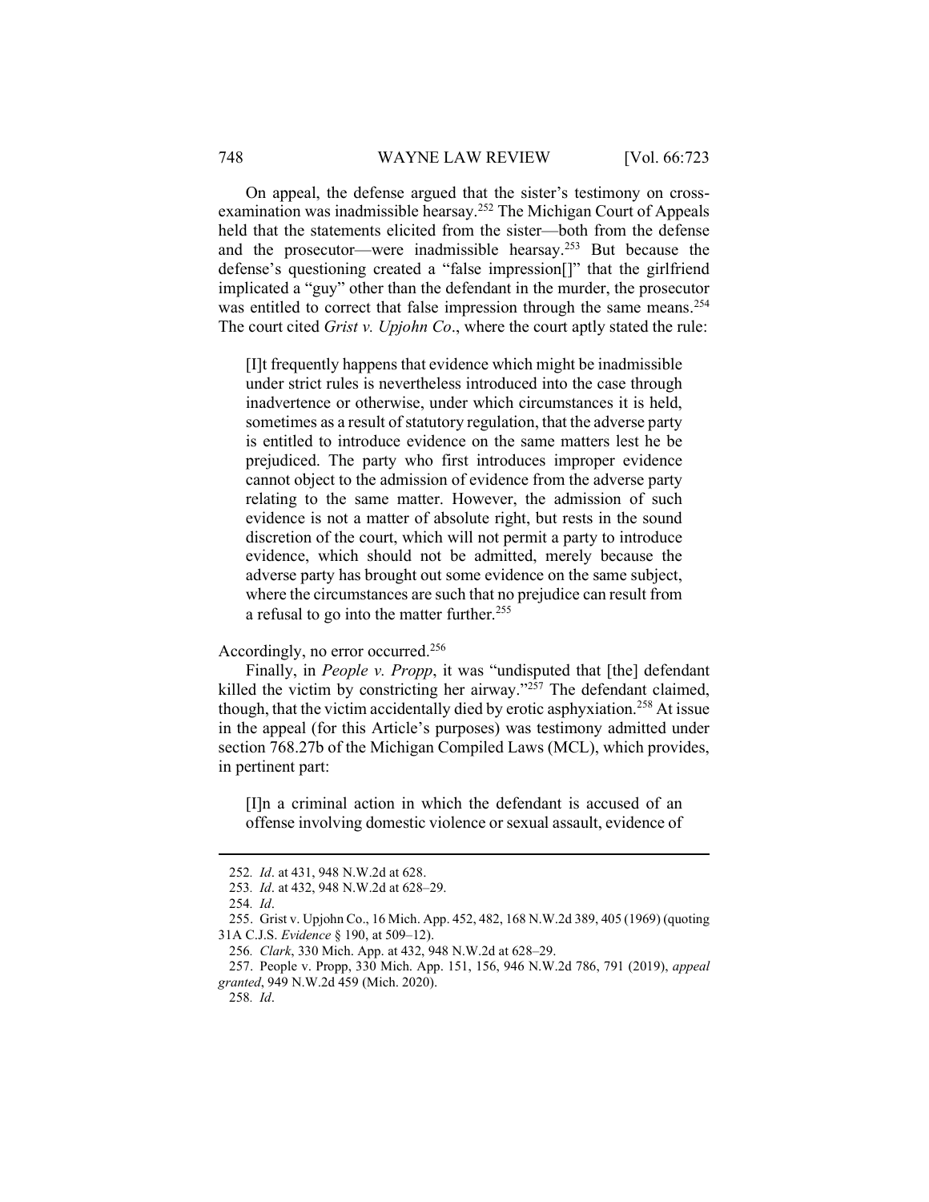On appeal, the defense argued that the sister's testimony on cross-examination was inadmissible hearsay.[252] The Michigan Court of Appeals held that the statements elicited from the sister—both from the defense and the prosecutor—were inadmissible hearsay.[253] But because the defense's questioning created a "false impression[]" that the girlfriend implicated a "guy" other than the defendant in the murder, the prosecutor was entitled to correct that false impression through the same means.[254] The court cited *Grist v. Upjohn Co*., where the court aptly stated the rule:

> [I]t frequently happens that evidence which might be inadmissible under strict rules is nevertheless introduced into the case through inadvertence or otherwise, under which circumstances it is held, sometimes as a result of statutory regulation, that the adverse party is entitled to introduce evidence on the same matters lest he be prejudiced. The party who first introduces improper evidence cannot object to the admission of evidence from the adverse party relating to the same matter. However, the admission of such evidence is not a matter of absolute right, but rests in the sound discretion of the court, which will not permit a party to introduce evidence, which should not be admitted, merely because the adverse party has brought out some evidence on the same subject, where the circumstances are such that no prejudice can result from a refusal to go into the matter further.[255]

Accordingly, no error occurred.[256]

Finally, in *People v. Propp*, it was "undisputed that [the] defendant killed the victim by constricting her airway."[257] The defendant claimed, though, that the victim accidentally died by erotic asphyxiation.[258] At issue in the appeal (for this Article's purposes) was testimony admitted under section 768.27b of the Michigan Compiled Laws (MCL), which provides, in pertinent part:

> [I]n a criminal action in which the defendant is accused of an offense involving domestic violence or sexual assault, evidence of

---

252. *Id*. at 431, 948 N.W.2d at 628.

253. *Id*. at 432, 948 N.W.2d at 628–29.

254. *Id*.

255. Grist v. Upjohn Co., 16 Mich. App. 452, 482, 168 N.W.2d 389, 405 (1969) (quoting 31A C.J.S. *Evidence* § 190, at 509–12).

256. *Clark*, 330 Mich. App. at 432, 948 N.W.2d at 628–29.

257. People v. Propp, 330 Mich. App. 151, 156, 946 N.W.2d 786, 791 (2019), *appeal granted*, 949 N.W.2d 459 (Mich. 2020).

258. *Id*.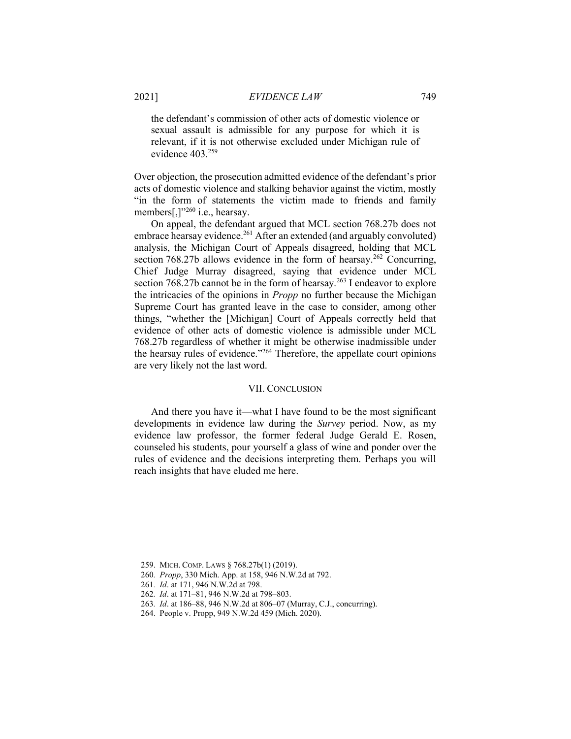the defendant's commission of other acts of domestic violence or sexual assault is admissible for any purpose for which it is relevant, if it is not otherwise excluded under Michigan rule of evidence 403.[259]

Over objection, the prosecution admitted evidence of the defendant's prior acts of domestic violence and stalking behavior against the victim, mostly "in the form of statements the victim made to friends and family members[,]"[260] i.e., hearsay.

On appeal, the defendant argued that MCL section 768.27b does not embrace hearsay evidence.[261] After an extended (and arguably convoluted) analysis, the Michigan Court of Appeals disagreed, holding that MCL section 768.27b allows evidence in the form of hearsay.[262] Concurring, Chief Judge Murray disagreed, saying that evidence under MCL section 768.27b cannot be in the form of hearsay.[263] I endeavor to explore the intricacies of the opinions in *Propp* no further because the Michigan Supreme Court has granted leave in the case to consider, among other things, "whether the [Michigan] Court of Appeals correctly held that evidence of other acts of domestic violence is admissible under MCL 768.27b regardless of whether it might be otherwise inadmissible under the hearsay rules of evidence."[264] Therefore, the appellate court opinions are very likely not the last word.

## VII. CONCLUSION

And there you have it—what I have found to be the most significant developments in evidence law during the *Survey* period. Now, as my evidence law professor, the former federal Judge Gerald E. Rosen, counseled his students, pour yourself a glass of wine and ponder over the rules of evidence and the decisions interpreting them. Perhaps you will reach insights that have eluded me here.

---

259. MICH. COMP. LAWS § 768.27b(1) (2019).

260. *Propp*, 330 Mich. App. at 158, 946 N.W.2d at 792.

261. *Id*. at 171, 946 N.W.2d at 798.

262. *Id*. at 171–81, 946 N.W.2d at 798–803.

263. *Id*. at 186–88, 946 N.W.2d at 806–07 (Murray, C.J., concurring).

264. People v. Propp, 949 N.W.2d 459 (Mich. 2020).